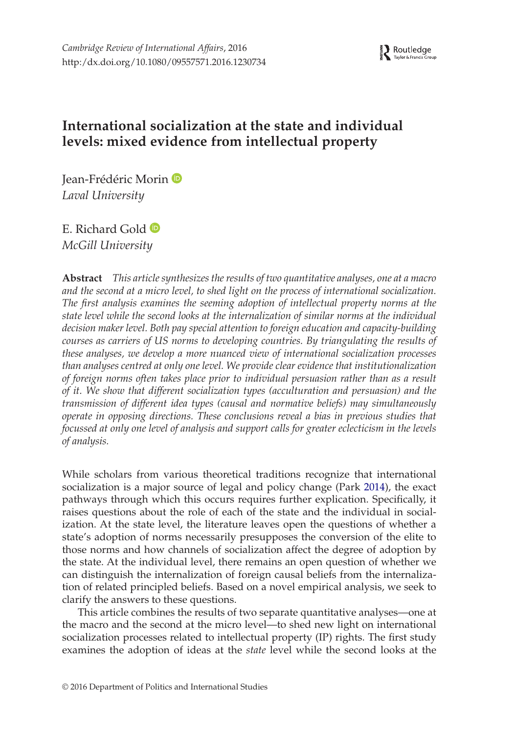*Cambridge Review of International Affairs*, 2016
http://dx.doi.org/10.1080/09557571.2016.1230734

# International socialization at the state and individual levels: mixed evidence from intellectual property

Jean-Frédéric Morin
*Laval University*

E. Richard Gold
*McGill University*

**Abstract** *This article synthesizes the results of two quantitative analyses, one at a macro and the second at a micro level, to shed light on the process of international socialization. The first analysis examines the seeming adoption of intellectual property norms at the state level while the second looks at the internalization of similar norms at the individual decision maker level. Both pay special attention to foreign education and capacity-building courses as carriers of US norms to developing countries. By triangulating the results of these analyses, we develop a more nuanced view of international socialization processes than analyses centred at only one level. We provide clear evidence that institutionalization of foreign norms often takes place prior to individual persuasion rather than as a result of it. We show that different socialization types (acculturation and persuasion) and the transmission of different idea types (causal and normative beliefs) may simultaneously operate in opposing directions. These conclusions reveal a bias in previous studies that focussed at only one level of analysis and support calls for greater eclecticism in the levels of analysis.*

While scholars from various theoretical traditions recognize that international socialization is a major source of legal and policy change (Park 2014), the exact pathways through which this occurs requires further explication. Specifically, it raises questions about the role of each of the state and the individual in socialization. At the state level, the literature leaves open the questions of whether a state's adoption of norms necessarily presupposes the conversion of the elite to those norms and how channels of socialization affect the degree of adoption by the state. At the individual level, there remains an open question of whether we can distinguish the internalization of foreign causal beliefs from the internalization of related principled beliefs. Based on a novel empirical analysis, we seek to clarify the answers to these questions.

This article combines the results of two separate quantitative analyses—one at the macro and the second at the micro level—to shed new light on international socialization processes related to intellectual property (IP) rights. The first study examines the adoption of ideas at the *state* level while the second looks at the

© 2016 Department of Politics and International Studies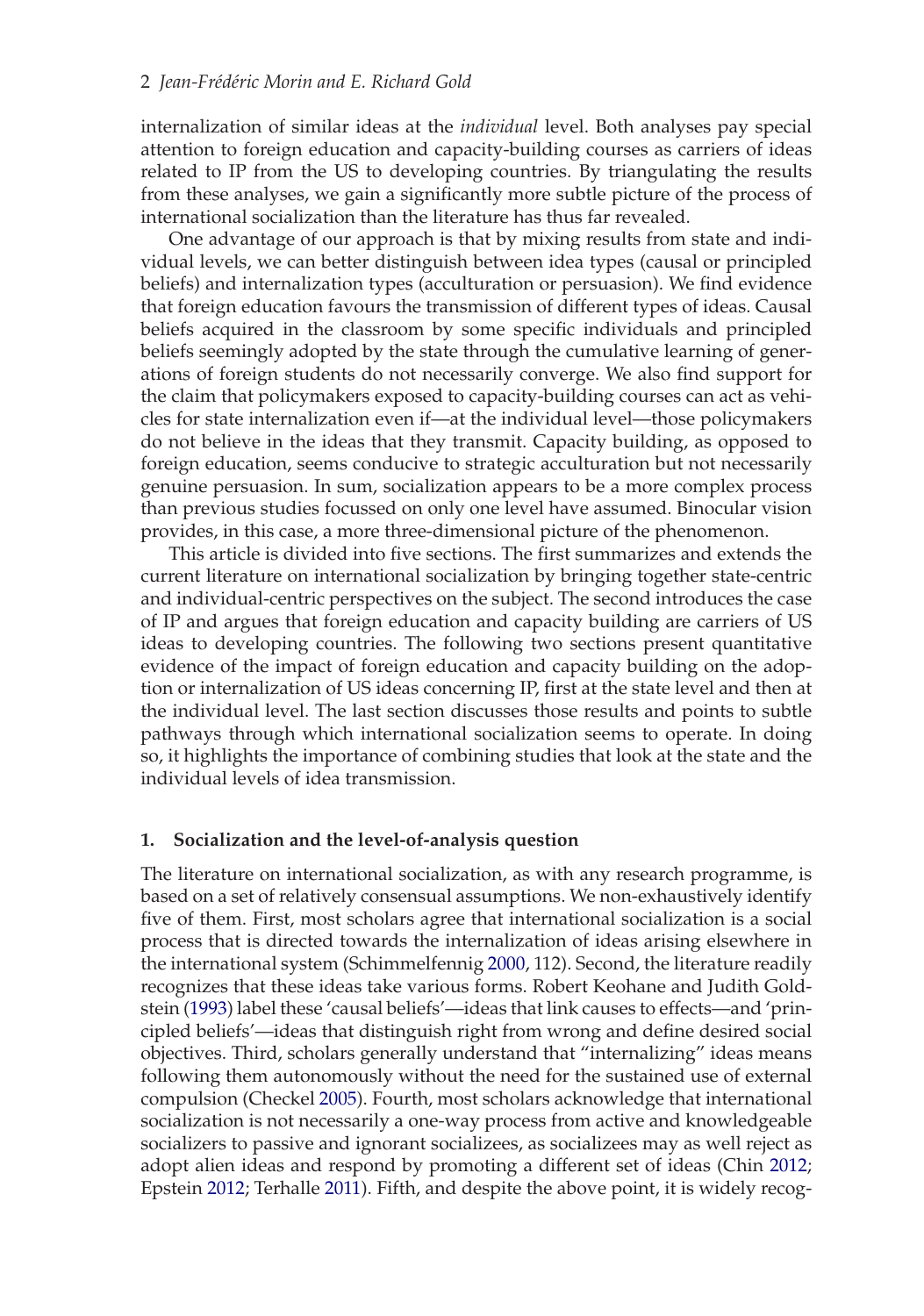internalization of similar ideas at the *individual* level. Both analyses pay special attention to foreign education and capacity-building courses as carriers of ideas related to IP from the US to developing countries. By triangulating the results from these analyses, we gain a significantly more subtle picture of the process of international socialization than the literature has thus far revealed.

One advantage of our approach is that by mixing results from state and individual levels, we can better distinguish between idea types (causal or principled beliefs) and internalization types (acculturation or persuasion). We find evidence that foreign education favours the transmission of different types of ideas. Causal beliefs acquired in the classroom by some specific individuals and principled beliefs seemingly adopted by the state through the cumulative learning of generations of foreign students do not necessarily converge. We also find support for the claim that policymakers exposed to capacity-building courses can act as vehicles for state internalization even if—at the individual level—those policymakers do not believe in the ideas that they transmit. Capacity building, as opposed to foreign education, seems conducive to strategic acculturation but not necessarily genuine persuasion. In sum, socialization appears to be a more complex process than previous studies focussed on only one level have assumed. Binocular vision provides, in this case, a more three-dimensional picture of the phenomenon.

This article is divided into five sections. The first summarizes and extends the current literature on international socialization by bringing together state-centric and individual-centric perspectives on the subject. The second introduces the case of IP and argues that foreign education and capacity building are carriers of US ideas to developing countries. The following two sections present quantitative evidence of the impact of foreign education and capacity building on the adoption or internalization of US ideas concerning IP, first at the state level and then at the individual level. The last section discusses those results and points to subtle pathways through which international socialization seems to operate. In doing so, it highlights the importance of combining studies that look at the state and the individual levels of idea transmission.

## 1. Socialization and the level-of-analysis question

The literature on international socialization, as with any research programme, is based on a set of relatively consensual assumptions. We non-exhaustively identify five of them. First, most scholars agree that international socialization is a social process that is directed towards the internalization of ideas arising elsewhere in the international system (Schimmelfennig 2000, 112). Second, the literature readily recognizes that these ideas take various forms. Robert Keohane and Judith Goldstein (1993) label these 'causal beliefs'—ideas that link causes to effects—and 'principled beliefs'—ideas that distinguish right from wrong and define desired social objectives. Third, scholars generally understand that "internalizing" ideas means following them autonomously without the need for the sustained use of external compulsion (Checkel 2005). Fourth, most scholars acknowledge that international socialization is not necessarily a one-way process from active and knowledgeable socializers to passive and ignorant socializees, as socializees may as well reject as adopt alien ideas and respond by promoting a different set of ideas (Chin 2012; Epstein 2012; Terhalle 2011). Fifth, and despite the above point, it is widely recog-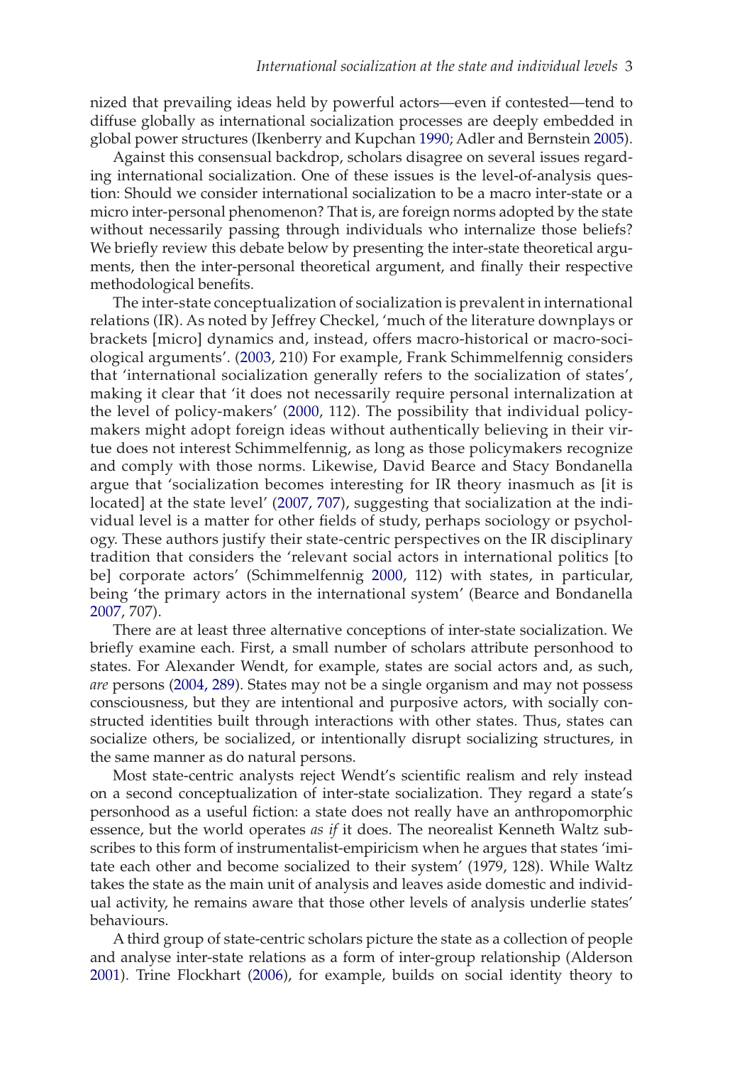nized that prevailing ideas held by powerful actors—even if contested—tend to diffuse globally as international socialization processes are deeply embedded in global power structures (Ikenberry and Kupchan 1990; Adler and Bernstein 2005).

Against this consensual backdrop, scholars disagree on several issues regarding international socialization. One of these issues is the level-of-analysis question: Should we consider international socialization to be a macro inter-state or a micro inter-personal phenomenon? That is, are foreign norms adopted by the state without necessarily passing through individuals who internalize those beliefs? We briefly review this debate below by presenting the inter-state theoretical arguments, then the inter-personal theoretical argument, and finally their respective methodological benefits.

The inter-state conceptualization of socialization is prevalent in international relations (IR). As noted by Jeffrey Checkel, 'much of the literature downplays or brackets [micro] dynamics and, instead, offers macro-historical or macro-sociological arguments'. (2003, 210) For example, Frank Schimmelfennig considers that 'international socialization generally refers to the socialization of states', making it clear that 'it does not necessarily require personal internalization at the level of policy-makers' (2000, 112). The possibility that individual policymakers might adopt foreign ideas without authentically believing in their virtue does not interest Schimmelfennig, as long as those policymakers recognize and comply with those norms. Likewise, David Bearce and Stacy Bondanella argue that 'socialization becomes interesting for IR theory inasmuch as [it is located] at the state level' (2007, 707), suggesting that socialization at the individual level is a matter for other fields of study, perhaps sociology or psychology. These authors justify their state-centric perspectives on the IR disciplinary tradition that considers the 'relevant social actors in international politics [to be] corporate actors' (Schimmelfennig 2000, 112) with states, in particular, being 'the primary actors in the international system' (Bearce and Bondanella 2007, 707).

There are at least three alternative conceptions of inter-state socialization. We briefly examine each. First, a small number of scholars attribute personhood to states. For Alexander Wendt, for example, states are social actors and, as such, *are* persons (2004, 289). States may not be a single organism and may not possess consciousness, but they are intentional and purposive actors, with socially constructed identities built through interactions with other states. Thus, states can socialize others, be socialized, or intentionally disrupt socializing structures, in the same manner as do natural persons.

Most state-centric analysts reject Wendt's scientific realism and rely instead on a second conceptualization of inter-state socialization. They regard a state's personhood as a useful fiction: a state does not really have an anthropomorphic essence, but the world operates *as if* it does. The neorealist Kenneth Waltz subscribes to this form of instrumentalist-empiricism when he argues that states 'imitate each other and become socialized to their system' (1979, 128). While Waltz takes the state as the main unit of analysis and leaves aside domestic and individual activity, he remains aware that those other levels of analysis underlie states' behaviours.

A third group of state-centric scholars picture the state as a collection of people and analyse inter-state relations as a form of inter-group relationship (Alderson 2001). Trine Flockhart (2006), for example, builds on social identity theory to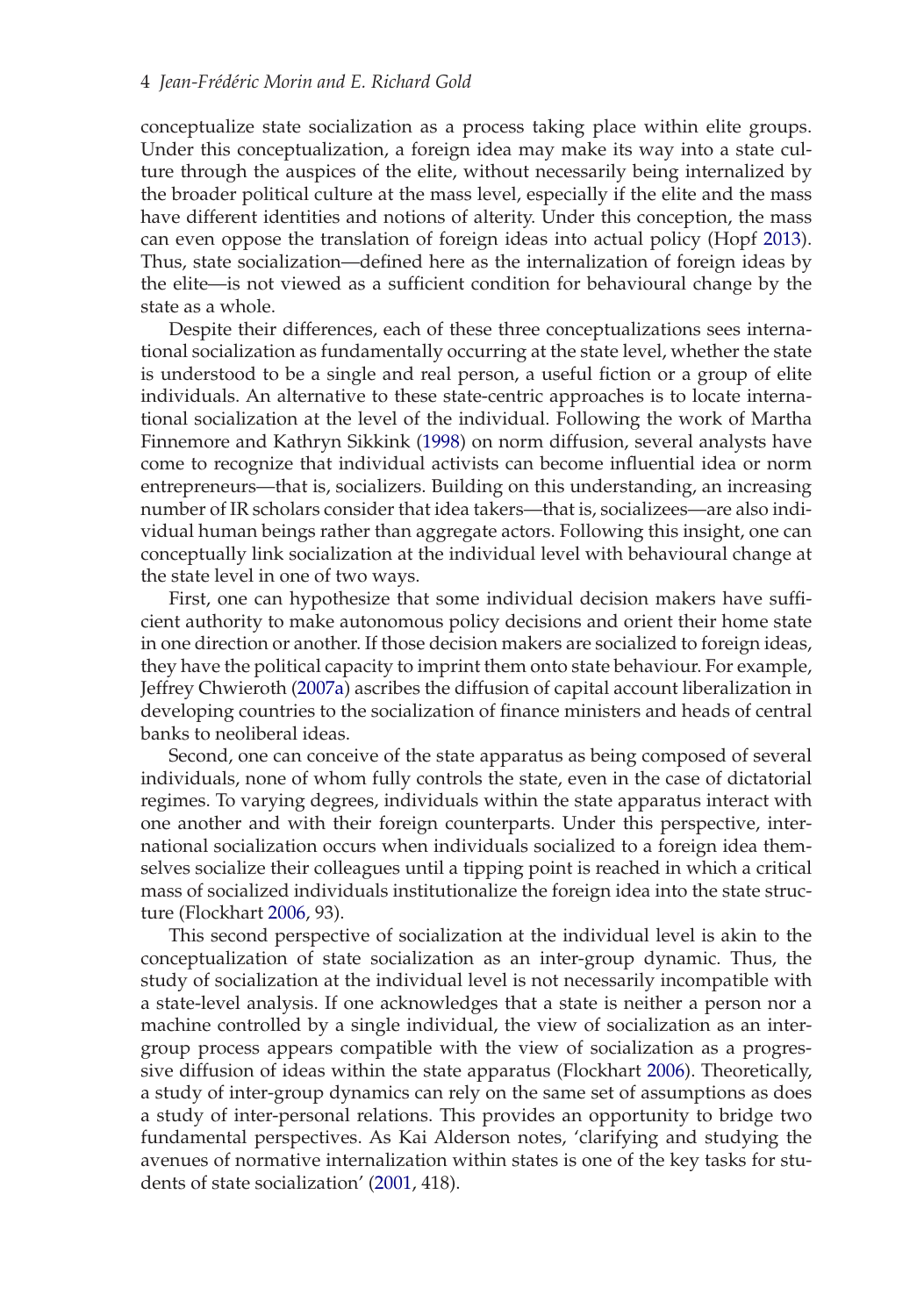conceptualize state socialization as a process taking place within elite groups. Under this conceptualization, a foreign idea may make its way into a state culture through the auspices of the elite, without necessarily being internalized by the broader political culture at the mass level, especially if the elite and the mass have different identities and notions of alterity. Under this conception, the mass can even oppose the translation of foreign ideas into actual policy (Hopf 2013). Thus, state socialization—defined here as the internalization of foreign ideas by the elite—is not viewed as a sufficient condition for behavioural change by the state as a whole.

Despite their differences, each of these three conceptualizations sees international socialization as fundamentally occurring at the state level, whether the state is understood to be a single and real person, a useful fiction or a group of elite individuals. An alternative to these state-centric approaches is to locate international socialization at the level of the individual. Following the work of Martha Finnemore and Kathryn Sikkink (1998) on norm diffusion, several analysts have come to recognize that individual activists can become influential idea or norm entrepreneurs—that is, socializers. Building on this understanding, an increasing number of IR scholars consider that idea takers—that is, socializees—are also individual human beings rather than aggregate actors. Following this insight, one can conceptually link socialization at the individual level with behavioural change at the state level in one of two ways.

First, one can hypothesize that some individual decision makers have sufficient authority to make autonomous policy decisions and orient their home state in one direction or another. If those decision makers are socialized to foreign ideas, they have the political capacity to imprint them onto state behaviour. For example, Jeffrey Chwieroth (2007a) ascribes the diffusion of capital account liberalization in developing countries to the socialization of finance ministers and heads of central banks to neoliberal ideas.

Second, one can conceive of the state apparatus as being composed of several individuals, none of whom fully controls the state, even in the case of dictatorial regimes. To varying degrees, individuals within the state apparatus interact with one another and with their foreign counterparts. Under this perspective, international socialization occurs when individuals socialized to a foreign idea themselves socialize their colleagues until a tipping point is reached in which a critical mass of socialized individuals institutionalize the foreign idea into the state structure (Flockhart 2006, 93).

This second perspective of socialization at the individual level is akin to the conceptualization of state socialization as an inter-group dynamic. Thus, the study of socialization at the individual level is not necessarily incompatible with a state-level analysis. If one acknowledges that a state is neither a person nor a machine controlled by a single individual, the view of socialization as an inter-group process appears compatible with the view of socialization as a progressive diffusion of ideas within the state apparatus (Flockhart 2006). Theoretically, a study of inter-group dynamics can rely on the same set of assumptions as does a study of inter-personal relations. This provides an opportunity to bridge two fundamental perspectives. As Kai Alderson notes, 'clarifying and studying the avenues of normative internalization within states is one of the key tasks for students of state socialization' (2001, 418).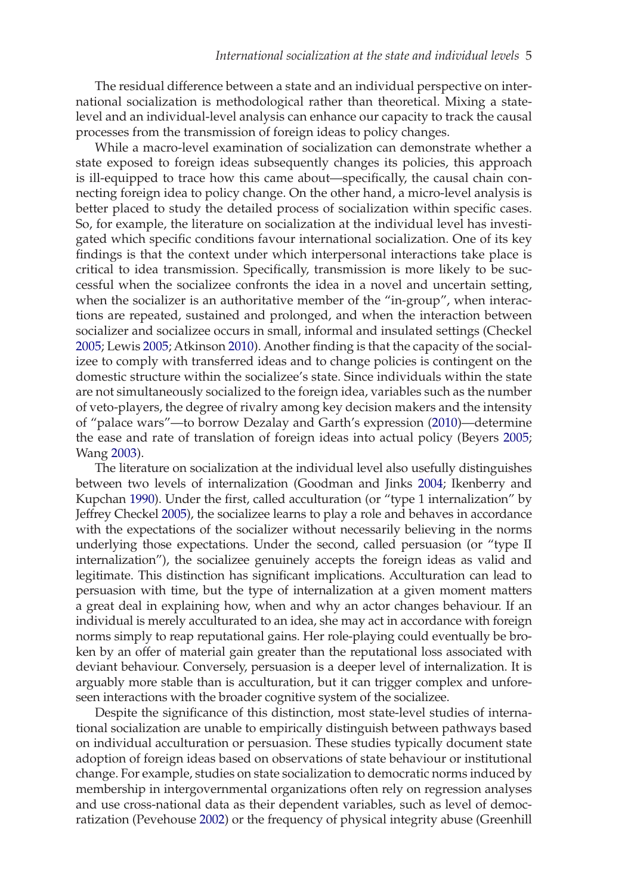The residual difference between a state and an individual perspective on international socialization is methodological rather than theoretical. Mixing a state-level and an individual-level analysis can enhance our capacity to track the causal processes from the transmission of foreign ideas to policy changes.

While a macro-level examination of socialization can demonstrate whether a state exposed to foreign ideas subsequently changes its policies, this approach is ill-equipped to trace how this came about—specifically, the causal chain connecting foreign idea to policy change. On the other hand, a micro-level analysis is better placed to study the detailed process of socialization within specific cases. So, for example, the literature on socialization at the individual level has investigated which specific conditions favour international socialization. One of its key findings is that the context under which interpersonal interactions take place is critical to idea transmission. Specifically, transmission is more likely to be successful when the socializee confronts the idea in a novel and uncertain setting, when the socializer is an authoritative member of the "in-group", when interactions are repeated, sustained and prolonged, and when the interaction between socializer and socializee occurs in small, informal and insulated settings (Checkel 2005; Lewis 2005; Atkinson 2010). Another finding is that the capacity of the socializee to comply with transferred ideas and to change policies is contingent on the domestic structure within the socializee's state. Since individuals within the state are not simultaneously socialized to the foreign idea, variables such as the number of veto-players, the degree of rivalry among key decision makers and the intensity of "palace wars"—to borrow Dezalay and Garth's expression (2010)—determine the ease and rate of translation of foreign ideas into actual policy (Beyers 2005; Wang 2003).

The literature on socialization at the individual level also usefully distinguishes between two levels of internalization (Goodman and Jinks 2004; Ikenberry and Kupchan 1990). Under the first, called acculturation (or "type 1 internalization" by Jeffrey Checkel 2005), the socializee learns to play a role and behaves in accordance with the expectations of the socializer without necessarily believing in the norms underlying those expectations. Under the second, called persuasion (or "type II internalization"), the socializee genuinely accepts the foreign ideas as valid and legitimate. This distinction has significant implications. Acculturation can lead to persuasion with time, but the type of internalization at a given moment matters a great deal in explaining how, when and why an actor changes behaviour. If an individual is merely acculturated to an idea, she may act in accordance with foreign norms simply to reap reputational gains. Her role-playing could eventually be broken by an offer of material gain greater than the reputational loss associated with deviant behaviour. Conversely, persuasion is a deeper level of internalization. It is arguably more stable than is acculturation, but it can trigger complex and unforeseen interactions with the broader cognitive system of the socializee.

Despite the significance of this distinction, most state-level studies of international socialization are unable to empirically distinguish between pathways based on individual acculturation or persuasion. These studies typically document state adoption of foreign ideas based on observations of state behaviour or institutional change. For example, studies on state socialization to democratic norms induced by membership in intergovernmental organizations often rely on regression analyses and use cross-national data as their dependent variables, such as level of democratization (Pevehouse 2002) or the frequency of physical integrity abuse (Greenhill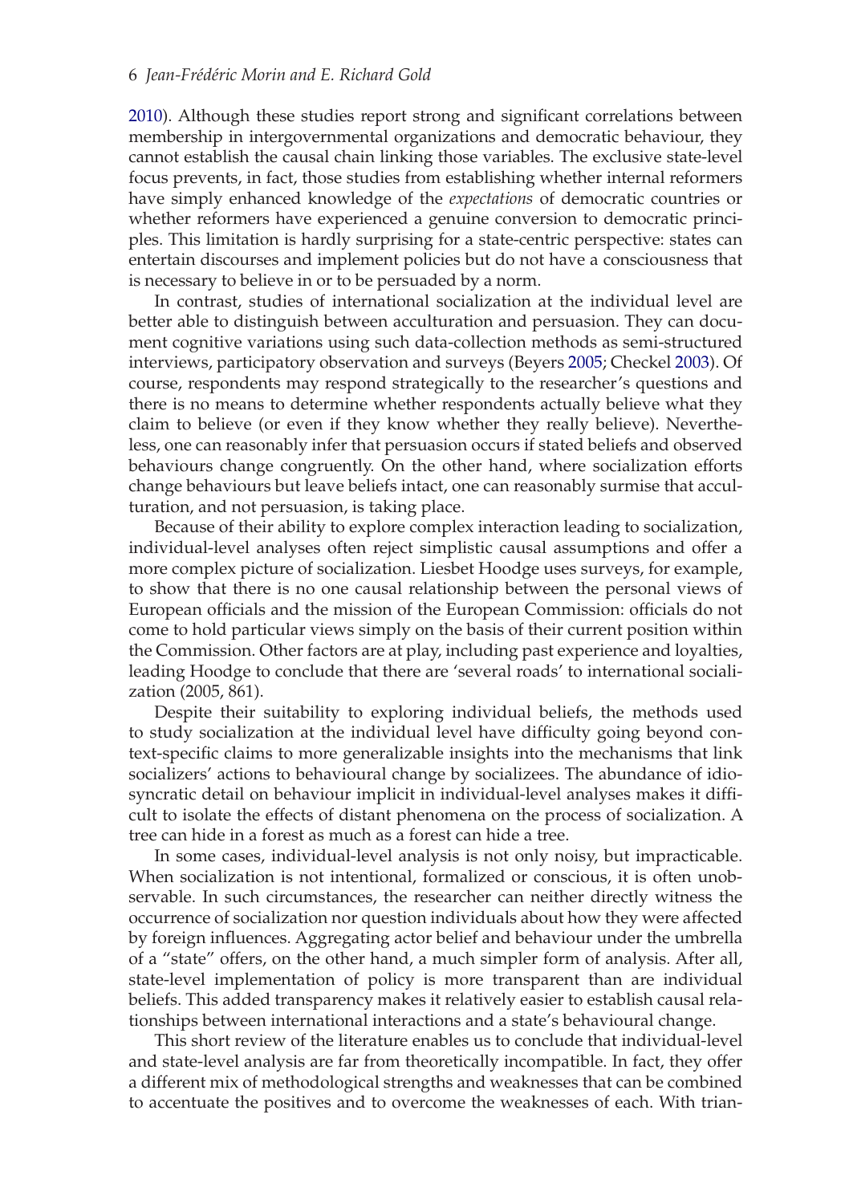2010). Although these studies report strong and significant correlations between membership in intergovernmental organizations and democratic behaviour, they cannot establish the causal chain linking those variables. The exclusive state-level focus prevents, in fact, those studies from establishing whether internal reformers have simply enhanced knowledge of the *expectations* of democratic countries or whether reformers have experienced a genuine conversion to democratic principles. This limitation is hardly surprising for a state-centric perspective: states can entertain discourses and implement policies but do not have a consciousness that is necessary to believe in or to be persuaded by a norm.

In contrast, studies of international socialization at the individual level are better able to distinguish between acculturation and persuasion. They can document cognitive variations using such data-collection methods as semi-structured interviews, participatory observation and surveys (Beyers 2005; Checkel 2003). Of course, respondents may respond strategically to the researcher's questions and there is no means to determine whether respondents actually believe what they claim to believe (or even if they know whether they really believe). Nevertheless, one can reasonably infer that persuasion occurs if stated beliefs and observed behaviours change congruently. On the other hand, where socialization efforts change behaviours but leave beliefs intact, one can reasonably surmise that acculturation, and not persuasion, is taking place.

Because of their ability to explore complex interaction leading to socialization, individual-level analyses often reject simplistic causal assumptions and offer a more complex picture of socialization. Liesbet Hoodge uses surveys, for example, to show that there is no one causal relationship between the personal views of European officials and the mission of the European Commission: officials do not come to hold particular views simply on the basis of their current position within the Commission. Other factors are at play, including past experience and loyalties, leading Hoodge to conclude that there are 'several roads' to international socialization (2005, 861).

Despite their suitability to exploring individual beliefs, the methods used to study socialization at the individual level have difficulty going beyond context-specific claims to more generalizable insights into the mechanisms that link socializers' actions to behavioural change by socializees. The abundance of idiosyncratic detail on behaviour implicit in individual-level analyses makes it difficult to isolate the effects of distant phenomena on the process of socialization. A tree can hide in a forest as much as a forest can hide a tree.

In some cases, individual-level analysis is not only noisy, but impracticable. When socialization is not intentional, formalized or conscious, it is often unobservable. In such circumstances, the researcher can neither directly witness the occurrence of socialization nor question individuals about how they were affected by foreign influences. Aggregating actor belief and behaviour under the umbrella of a "state" offers, on the other hand, a much simpler form of analysis. After all, state-level implementation of policy is more transparent than are individual beliefs. This added transparency makes it relatively easier to establish causal relationships between international interactions and a state's behavioural change.

This short review of the literature enables us to conclude that individual-level and state-level analysis are far from theoretically incompatible. In fact, they offer a different mix of methodological strengths and weaknesses that can be combined to accentuate the positives and to overcome the weaknesses of each. With trian-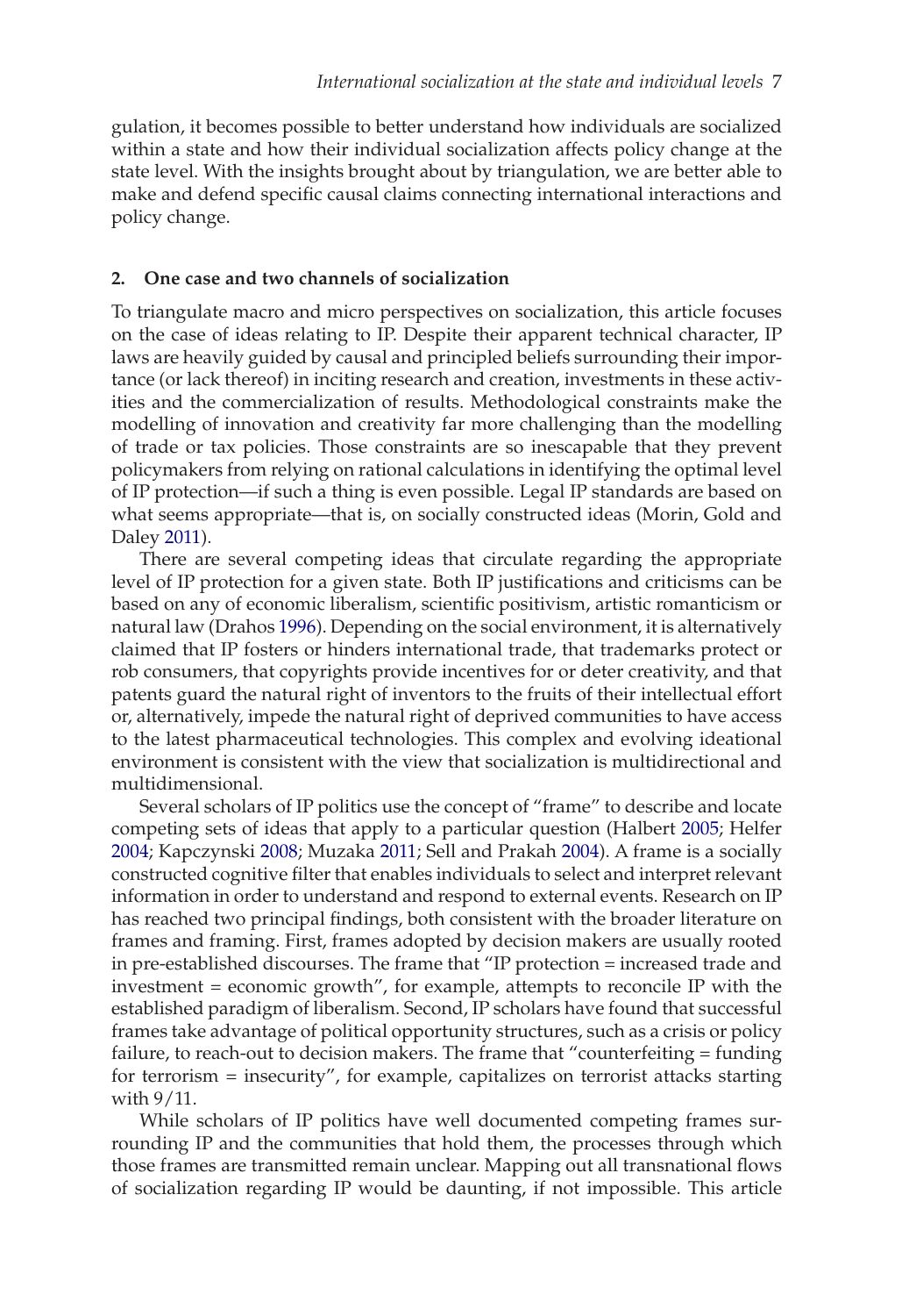gulation, it becomes possible to better understand how individuals are socialized within a state and how their individual socialization affects policy change at the state level. With the insights brought about by triangulation, we are better able to make and defend specific causal claims connecting international interactions and policy change.

## 2. One case and two channels of socialization

To triangulate macro and micro perspectives on socialization, this article focuses on the case of ideas relating to IP. Despite their apparent technical character, IP laws are heavily guided by causal and principled beliefs surrounding their importance (or lack thereof) in inciting research and creation, investments in these activities and the commercialization of results. Methodological constraints make the modelling of innovation and creativity far more challenging than the modelling of trade or tax policies. Those constraints are so inescapable that they prevent policymakers from relying on rational calculations in identifying the optimal level of IP protection—if such a thing is even possible. Legal IP standards are based on what seems appropriate—that is, on socially constructed ideas (Morin, Gold and Daley 2011).

There are several competing ideas that circulate regarding the appropriate level of IP protection for a given state. Both IP justifications and criticisms can be based on any of economic liberalism, scientific positivism, artistic romanticism or natural law (Drahos 1996). Depending on the social environment, it is alternatively claimed that IP fosters or hinders international trade, that trademarks protect or rob consumers, that copyrights provide incentives for or deter creativity, and that patents guard the natural right of inventors to the fruits of their intellectual effort or, alternatively, impede the natural right of deprived communities to have access to the latest pharmaceutical technologies. This complex and evolving ideational environment is consistent with the view that socialization is multidirectional and multidimensional.

Several scholars of IP politics use the concept of "frame" to describe and locate competing sets of ideas that apply to a particular question (Halbert 2005; Helfer 2004; Kapczynski 2008; Muzaka 2011; Sell and Prakah 2004). A frame is a socially constructed cognitive filter that enables individuals to select and interpret relevant information in order to understand and respond to external events. Research on IP has reached two principal findings, both consistent with the broader literature on frames and framing. First, frames adopted by decision makers are usually rooted in pre-established discourses. The frame that "IP protection = increased trade and investment = economic growth", for example, attempts to reconcile IP with the established paradigm of liberalism. Second, IP scholars have found that successful frames take advantage of political opportunity structures, such as a crisis or policy failure, to reach-out to decision makers. The frame that "counterfeiting = funding for terrorism = insecurity", for example, capitalizes on terrorist attacks starting with 9/11.

While scholars of IP politics have well documented competing frames surrounding IP and the communities that hold them, the processes through which those frames are transmitted remain unclear. Mapping out all transnational flows of socialization regarding IP would be daunting, if not impossible. This article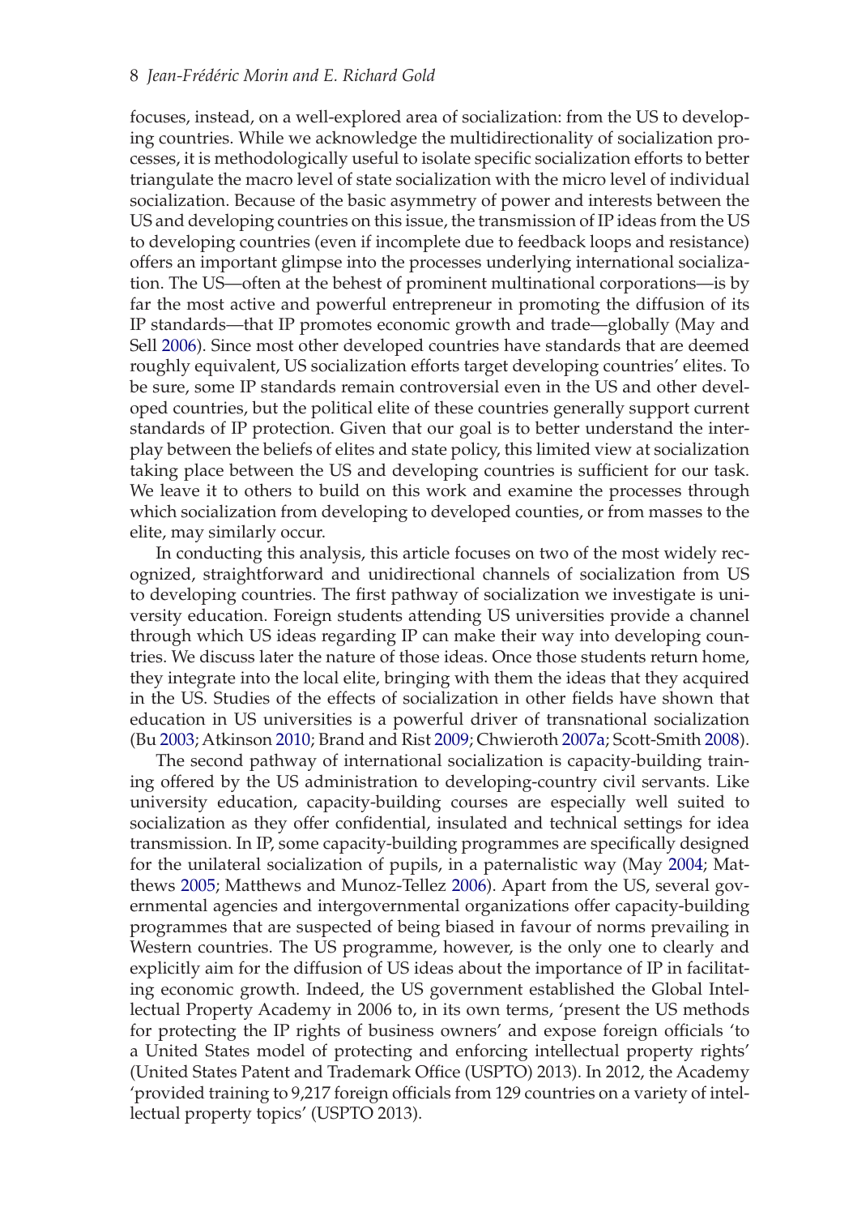focuses, instead, on a well-explored area of socialization: from the US to developing countries. While we acknowledge the multidirectionality of socialization processes, it is methodologically useful to isolate specific socialization efforts to better triangulate the macro level of state socialization with the micro level of individual socialization. Because of the basic asymmetry of power and interests between the US and developing countries on this issue, the transmission of IP ideas from the US to developing countries (even if incomplete due to feedback loops and resistance) offers an important glimpse into the processes underlying international socialization. The US—often at the behest of prominent multinational corporations—is by far the most active and powerful entrepreneur in promoting the diffusion of its IP standards—that IP promotes economic growth and trade—globally (May and Sell 2006). Since most other developed countries have standards that are deemed roughly equivalent, US socialization efforts target developing countries' elites. To be sure, some IP standards remain controversial even in the US and other developed countries, but the political elite of these countries generally support current standards of IP protection. Given that our goal is to better understand the interplay between the beliefs of elites and state policy, this limited view at socialization taking place between the US and developing countries is sufficient for our task. We leave it to others to build on this work and examine the processes through which socialization from developing to developed counties, or from masses to the elite, may similarly occur.

In conducting this analysis, this article focuses on two of the most widely recognized, straightforward and unidirectional channels of socialization from US to developing countries. The first pathway of socialization we investigate is university education. Foreign students attending US universities provide a channel through which US ideas regarding IP can make their way into developing countries. We discuss later the nature of those ideas. Once those students return home, they integrate into the local elite, bringing with them the ideas that they acquired in the US. Studies of the effects of socialization in other fields have shown that education in US universities is a powerful driver of transnational socialization (Bu 2003; Atkinson 2010; Brand and Rist 2009; Chwieroth 2007a; Scott-Smith 2008).

The second pathway of international socialization is capacity-building training offered by the US administration to developing-country civil servants. Like university education, capacity-building courses are especially well suited to socialization as they offer confidential, insulated and technical settings for idea transmission. In IP, some capacity-building programmes are specifically designed for the unilateral socialization of pupils, in a paternalistic way (May 2004; Matthews 2005; Matthews and Munoz-Tellez 2006). Apart from the US, several governmental agencies and intergovernmental organizations offer capacity-building programmes that are suspected of being biased in favour of norms prevailing in Western countries. The US programme, however, is the only one to clearly and explicitly aim for the diffusion of US ideas about the importance of IP in facilitating economic growth. Indeed, the US government established the Global Intellectual Property Academy in 2006 to, in its own terms, 'present the US methods for protecting the IP rights of business owners' and expose foreign officials 'to a United States model of protecting and enforcing intellectual property rights' (United States Patent and Trademark Office (USPTO) 2013). In 2012, the Academy 'provided training to 9,217 foreign officials from 129 countries on a variety of intellectual property topics' (USPTO 2013).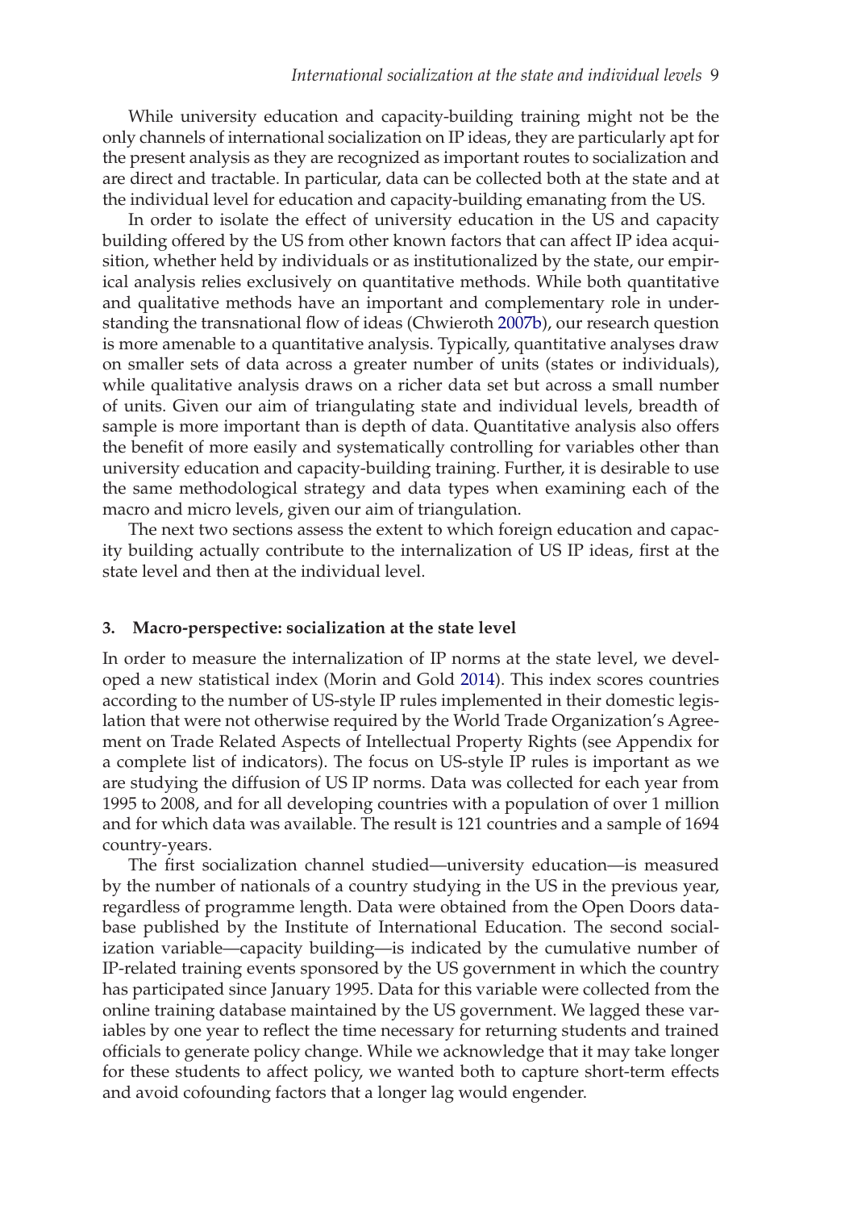While university education and capacity-building training might not be the only channels of international socialization on IP ideas, they are particularly apt for the present analysis as they are recognized as important routes to socialization and are direct and tractable. In particular, data can be collected both at the state and at the individual level for education and capacity-building emanating from the US.

In order to isolate the effect of university education in the US and capacity building offered by the US from other known factors that can affect IP idea acquisition, whether held by individuals or as institutionalized by the state, our empirical analysis relies exclusively on quantitative methods. While both quantitative and qualitative methods have an important and complementary role in understanding the transnational flow of ideas (Chwieroth 2007b), our research question is more amenable to a quantitative analysis. Typically, quantitative analyses draw on smaller sets of data across a greater number of units (states or individuals), while qualitative analysis draws on a richer data set but across a small number of units. Given our aim of triangulating state and individual levels, breadth of sample is more important than is depth of data. Quantitative analysis also offers the benefit of more easily and systematically controlling for variables other than university education and capacity-building training. Further, it is desirable to use the same methodological strategy and data types when examining each of the macro and micro levels, given our aim of triangulation.

The next two sections assess the extent to which foreign education and capacity building actually contribute to the internalization of US IP ideas, first at the state level and then at the individual level.

## 3. Macro-perspective: socialization at the state level

In order to measure the internalization of IP norms at the state level, we developed a new statistical index (Morin and Gold 2014). This index scores countries according to the number of US-style IP rules implemented in their domestic legislation that were not otherwise required by the World Trade Organization's Agreement on Trade Related Aspects of Intellectual Property Rights (see Appendix for a complete list of indicators). The focus on US-style IP rules is important as we are studying the diffusion of US IP norms. Data was collected for each year from 1995 to 2008, and for all developing countries with a population of over 1 million and for which data was available. The result is 121 countries and a sample of 1694 country-years.

The first socialization channel studied—university education—is measured by the number of nationals of a country studying in the US in the previous year, regardless of programme length. Data were obtained from the Open Doors database published by the Institute of International Education. The second socialization variable—capacity building—is indicated by the cumulative number of IP-related training events sponsored by the US government in which the country has participated since January 1995. Data for this variable were collected from the online training database maintained by the US government. We lagged these variables by one year to reflect the time necessary for returning students and trained officials to generate policy change. While we acknowledge that it may take longer for these students to affect policy, we wanted both to capture short-term effects and avoid cofounding factors that a longer lag would engender.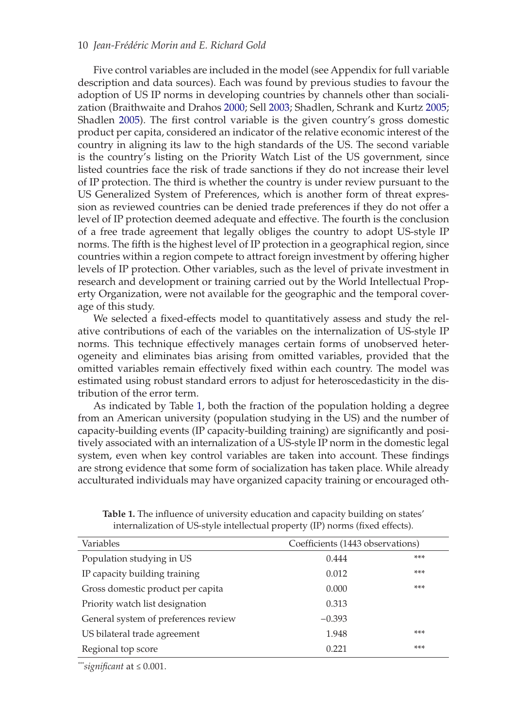Five control variables are included in the model (see Appendix for full variable description and data sources). Each was found by previous studies to favour the adoption of US IP norms in developing countries by channels other than socialization (Braithwaite and Drahos 2000; Sell 2003; Shadlen, Schrank and Kurtz 2005; Shadlen 2005). The first control variable is the given country's gross domestic product per capita, considered an indicator of the relative economic interest of the country in aligning its law to the high standards of the US. The second variable is the country's listing on the Priority Watch List of the US government, since listed countries face the risk of trade sanctions if they do not increase their level of IP protection. The third is whether the country is under review pursuant to the US Generalized System of Preferences, which is another form of threat expression as reviewed countries can be denied trade preferences if they do not offer a level of IP protection deemed adequate and effective. The fourth is the conclusion of a free trade agreement that legally obliges the country to adopt US-style IP norms. The fifth is the highest level of IP protection in a geographical region, since countries within a region compete to attract foreign investment by offering higher levels of IP protection. Other variables, such as the level of private investment in research and development or training carried out by the World Intellectual Property Organization, were not available for the geographic and the temporal coverage of this study.

We selected a fixed-effects model to quantitatively assess and study the relative contributions of each of the variables on the internalization of US-style IP norms. This technique effectively manages certain forms of unobserved heterogeneity and eliminates bias arising from omitted variables, provided that the omitted variables remain effectively fixed within each country. The model was estimated using robust standard errors to adjust for heteroscedasticity in the distribution of the error term.

As indicated by Table 1, both the fraction of the population holding a degree from an American university (population studying in the US) and the number of capacity-building events (IP capacity-building training) are significantly and positively associated with an internalization of a US-style IP norm in the domestic legal system, even when key control variables are taken into account. These findings are strong evidence that some form of socialization has taken place. While already acculturated individuals may have organized capacity training or encouraged oth-

**Table 1.** The influence of university education and capacity building on states' internalization of US-style intellectual property (IP) norms (fixed effects).

| Variables | Coefficients (1443 observations) | |
|---|---|---|
| Population studying in US | 0.444 | *** |
| IP capacity building training | 0.012 | *** |
| Gross domestic product per capita | 0.000 | *** |
| Priority watch list designation | 0.313 | |
| General system of preferences review | −0.393 | |
| US bilateral trade agreement | 1.948 | *** |
| Regional top score | 0.221 | *** |

***_significant_ at ≤ 0.001.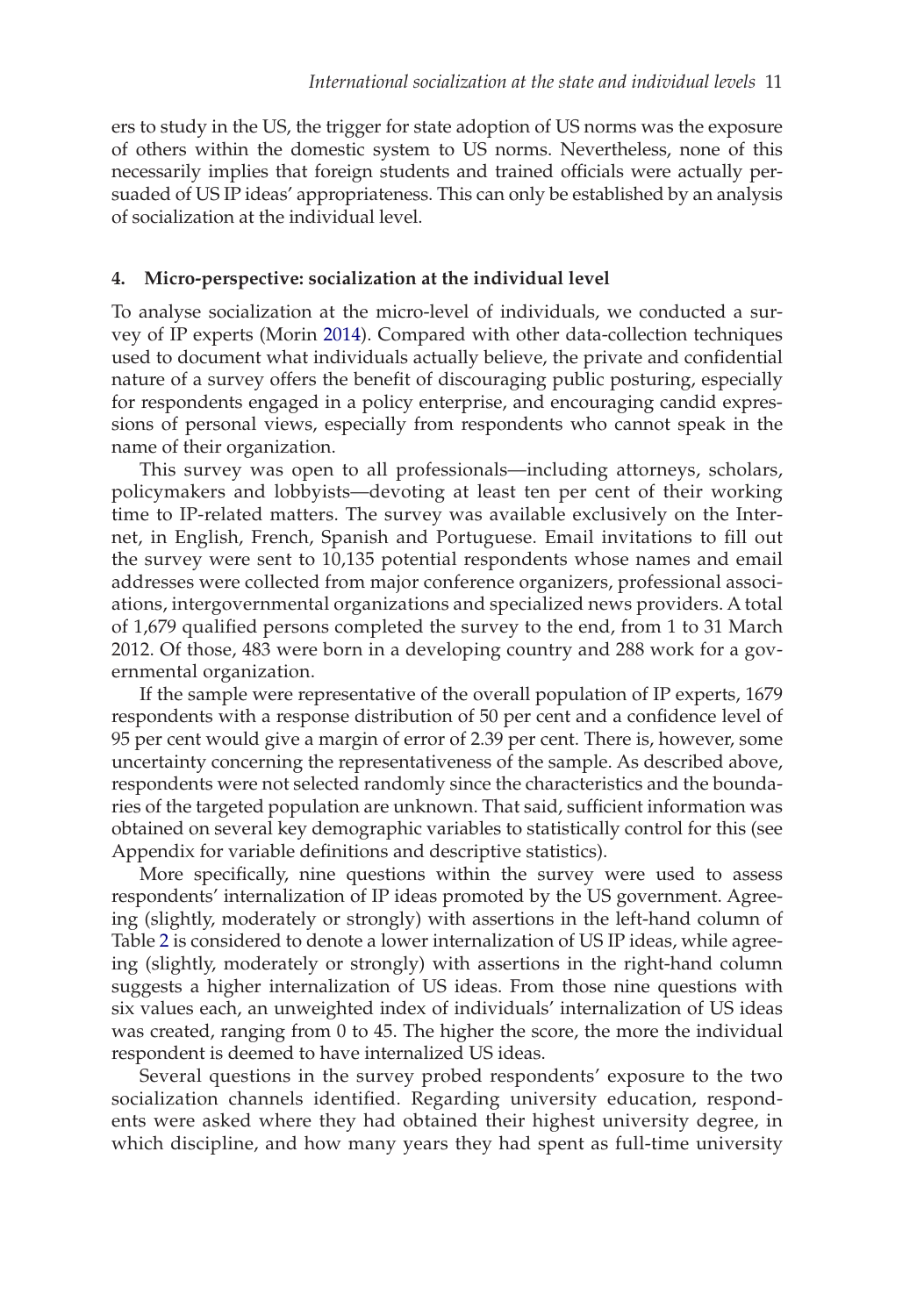ers to study in the US, the trigger for state adoption of US norms was the exposure of others within the domestic system to US norms. Nevertheless, none of this necessarily implies that foreign students and trained officials were actually persuaded of US IP ideas' appropriateness. This can only be established by an analysis of socialization at the individual level.

## 4. Micro-perspective: socialization at the individual level

To analyse socialization at the micro-level of individuals, we conducted a survey of IP experts (Morin 2014). Compared with other data-collection techniques used to document what individuals actually believe, the private and confidential nature of a survey offers the benefit of discouraging public posturing, especially for respondents engaged in a policy enterprise, and encouraging candid expressions of personal views, especially from respondents who cannot speak in the name of their organization.

This survey was open to all professionals—including attorneys, scholars, policymakers and lobbyists—devoting at least ten per cent of their working time to IP-related matters. The survey was available exclusively on the Internet, in English, French, Spanish and Portuguese. Email invitations to fill out the survey were sent to 10,135 potential respondents whose names and email addresses were collected from major conference organizers, professional associations, intergovernmental organizations and specialized news providers. A total of 1,679 qualified persons completed the survey to the end, from 1 to 31 March 2012. Of those, 483 were born in a developing country and 288 work for a governmental organization.

If the sample were representative of the overall population of IP experts, 1679 respondents with a response distribution of 50 per cent and a confidence level of 95 per cent would give a margin of error of 2.39 per cent. There is, however, some uncertainty concerning the representativeness of the sample. As described above, respondents were not selected randomly since the characteristics and the boundaries of the targeted population are unknown. That said, sufficient information was obtained on several key demographic variables to statistically control for this (see Appendix for variable definitions and descriptive statistics).

More specifically, nine questions within the survey were used to assess respondents' internalization of IP ideas promoted by the US government. Agreeing (slightly, moderately or strongly) with assertions in the left-hand column of Table 2 is considered to denote a lower internalization of US IP ideas, while agreeing (slightly, moderately or strongly) with assertions in the right-hand column suggests a higher internalization of US ideas. From those nine questions with six values each, an unweighted index of individuals' internalization of US ideas was created, ranging from 0 to 45. The higher the score, the more the individual respondent is deemed to have internalized US ideas.

Several questions in the survey probed respondents' exposure to the two socialization channels identified. Regarding university education, respondents were asked where they had obtained their highest university degree, in which discipline, and how many years they had spent as full-time university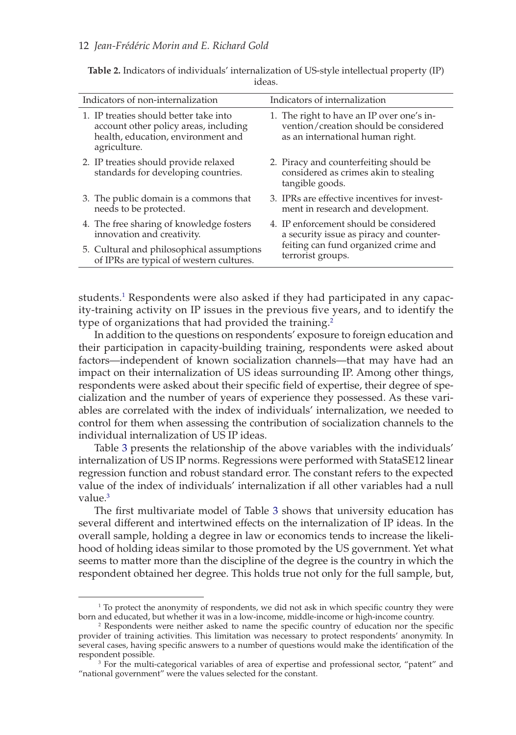**Table 2.** Indicators of individuals' internalization of US-style intellectual property (IP) ideas.

| Indicators of non-internalization | Indicators of internalization |
|---|---|
| 1. IP treaties should better take into account other policy areas, including health, education, environment and agriculture. | 1. The right to have an IP over one's invention/creation should be considered as an international human right. |
| 2. IP treaties should provide relaxed standards for developing countries. | 2. Piracy and counterfeiting should be considered as crimes akin to stealing tangible goods. |
| 3. The public domain is a commons that needs to be protected. | 3. IPRs are effective incentives for investment in research and development. |
| 4. The free sharing of knowledge fosters innovation and creativity. | 4. IP enforcement should be considered a security issue as piracy and counterfeiting can fund organized crime and terrorist groups. |
| 5. Cultural and philosophical assumptions of IPRs are typical of western cultures. | |

students.[1] Respondents were also asked if they had participated in any capacity-training activity on IP issues in the previous five years, and to identify the type of organizations that had provided the training.[2]

In addition to the questions on respondents' exposure to foreign education and their participation in capacity-building training, respondents were asked about factors—independent of known socialization channels—that may have had an impact on their internalization of US ideas surrounding IP. Among other things, respondents were asked about their specific field of expertise, their degree of specialization and the number of years of experience they possessed. As these variables are correlated with the index of individuals' internalization, we needed to control for them when assessing the contribution of socialization channels to the individual internalization of US IP ideas.

Table 3 presents the relationship of the above variables with the individuals' internalization of US IP norms. Regressions were performed with StataSE12 linear regression function and robust standard error. The constant refers to the expected value of the index of individuals' internalization if all other variables had a null value.[3]

The first multivariate model of Table 3 shows that university education has several different and intertwined effects on the internalization of IP ideas. In the overall sample, holding a degree in law or economics tends to increase the likelihood of holding ideas similar to those promoted by the US government. Yet what seems to matter more than the discipline of the degree is the country in which the respondent obtained her degree. This holds true not only for the full sample, but,

[1] To protect the anonymity of respondents, we did not ask in which specific country they were born and educated, but whether it was in a low-income, middle-income or high-income country.

[2] Respondents were neither asked to name the specific country of education nor the specific provider of training activities. This limitation was necessary to protect respondents' anonymity. In several cases, having specific answers to a number of questions would make the identification of the respondent possible.

[3] For the multi-categorical variables of area of expertise and professional sector, "patent" and "national government" were the values selected for the constant.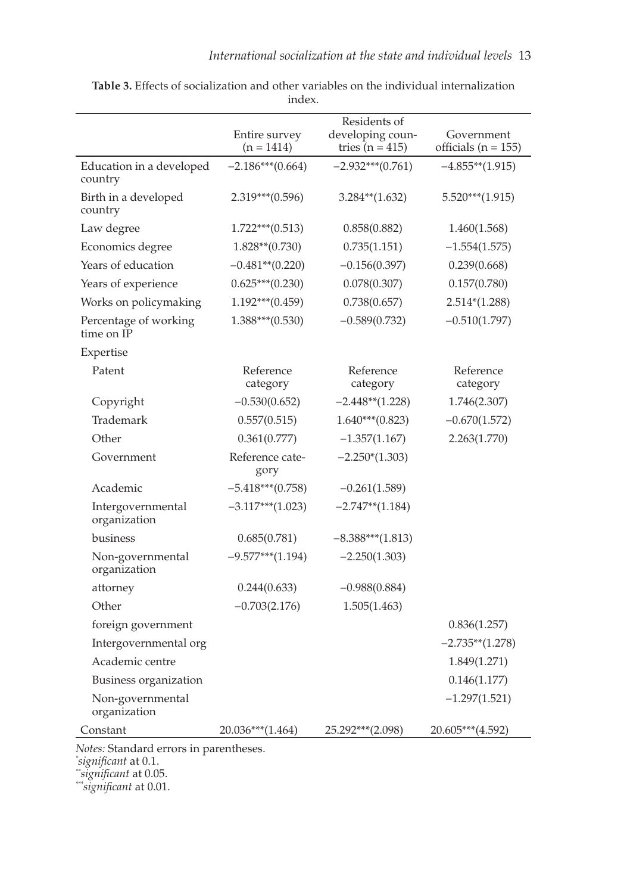**Table 3.** Effects of socialization and other variables on the individual internalization index.

| | Entire survey (n = 1414) | Residents of developing countries (n = 415) | Government officials (n = 155) |
|---|---|---|---|
| Education in a developed country | −2.186***(0.664) | −2.932***(0.761) | −4.855**(1.915) |
| Birth in a developed country | 2.319***(0.596) | 3.284**(1.632) | 5.520***(1.915) |
| Law degree | 1.722***(0.513) | 0.858(0.882) | 1.460(1.568) |
| Economics degree | 1.828**(0.730) | 0.735(1.151) | −1.554(1.575) |
| Years of education | −0.481**(0.220) | −0.156(0.397) | 0.239(0.668) |
| Years of experience | 0.625***(0.230) | 0.078(0.307) | 0.157(0.780) |
| Works on policymaking | 1.192***(0.459) | 0.738(0.657) | 2.514*(1.288) |
| Percentage of working time on IP | 1.388***(0.530) | −0.589(0.732) | −0.510(1.797) |
| Expertise | | | |
| Patent | Reference category | Reference category | Reference category |
| Copyright | −0.530(0.652) | −2.448**(1.228) | 1.746(2.307) |
| Trademark | 0.557(0.515) | 1.640***(0.823) | −0.670(1.572) |
| Other | 0.361(0.777) | −1.357(1.167) | 2.263(1.770) |
| Government | Reference category | −2.250*(1.303) | |
| Academic | −5.418***(0.758) | −0.261(1.589) | |
| Intergovernmental organization | −3.117***(1.023) | −2.747**(1.184) | |
| business | 0.685(0.781) | −8.388***(1.813) | |
| Non-governmental organization | −9.577***(1.194) | −2.250(1.303) | |
| attorney | 0.244(0.633) | −0.988(0.884) | |
| Other | −0.703(2.176) | 1.505(1.463) | |
| foreign government | | | 0.836(1.257) |
| Intergovernmental org | | | −2.735**(1.278) |
| Academic centre | | | 1.849(1.271) |
| Business organization | | | 0.146(1.177) |
| Non-governmental organization | | | −1.297(1.521) |
| Constant | 20.036***(1.464) | 25.292***(2.098) | 20.605***(4.592) |

*Notes:* Standard errors in parentheses.
*\*significant* at 0.1.
*\*\*significant* at 0.05.
*\*\*\*significant* at 0.01.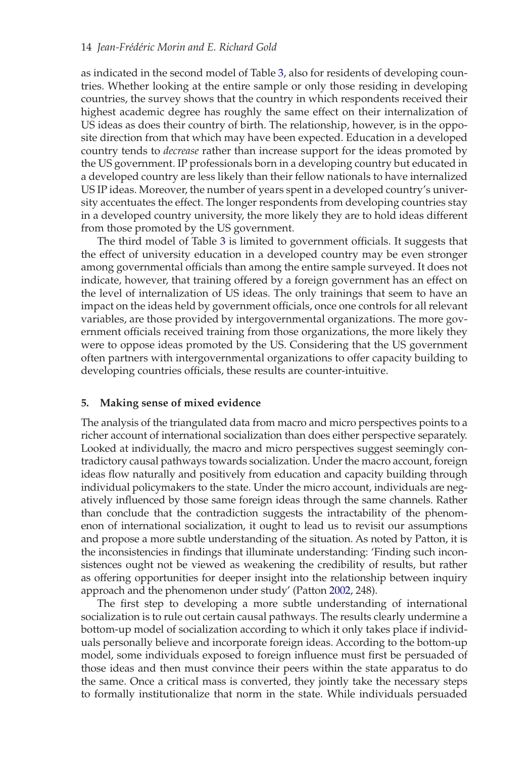as indicated in the second model of Table 3, also for residents of developing countries. Whether looking at the entire sample or only those residing in developing countries, the survey shows that the country in which respondents received their highest academic degree has roughly the same effect on their internalization of US ideas as does their country of birth. The relationship, however, is in the opposite direction from that which may have been expected. Education in a developed country tends to *decrease* rather than increase support for the ideas promoted by the US government. IP professionals born in a developing country but educated in a developed country are less likely than their fellow nationals to have internalized US IP ideas. Moreover, the number of years spent in a developed country's university accentuates the effect. The longer respondents from developing countries stay in a developed country university, the more likely they are to hold ideas different from those promoted by the US government.

The third model of Table 3 is limited to government officials. It suggests that the effect of university education in a developed country may be even stronger among governmental officials than among the entire sample surveyed. It does not indicate, however, that training offered by a foreign government has an effect on the level of internalization of US ideas. The only trainings that seem to have an impact on the ideas held by government officials, once one controls for all relevant variables, are those provided by intergovernmental organizations. The more government officials received training from those organizations, the more likely they were to oppose ideas promoted by the US. Considering that the US government often partners with intergovernmental organizations to offer capacity building to developing countries officials, these results are counter-intuitive.

## 5. Making sense of mixed evidence

The analysis of the triangulated data from macro and micro perspectives points to a richer account of international socialization than does either perspective separately. Looked at individually, the macro and micro perspectives suggest seemingly contradictory causal pathways towards socialization. Under the macro account, foreign ideas flow naturally and positively from education and capacity building through individual policymakers to the state. Under the micro account, individuals are negatively influenced by those same foreign ideas through the same channels. Rather than conclude that the contradiction suggests the intractability of the phenomenon of international socialization, it ought to lead us to revisit our assumptions and propose a more subtle understanding of the situation. As noted by Patton, it is the inconsistencies in findings that illuminate understanding: 'Finding such inconsistences ought not be viewed as weakening the credibility of results, but rather as offering opportunities for deeper insight into the relationship between inquiry approach and the phenomenon under study' (Patton 2002, 248).

The first step to developing a more subtle understanding of international socialization is to rule out certain causal pathways. The results clearly undermine a bottom-up model of socialization according to which it only takes place if individuals personally believe and incorporate foreign ideas. According to the bottom-up model, some individuals exposed to foreign influence must first be persuaded of those ideas and then must convince their peers within the state apparatus to do the same. Once a critical mass is converted, they jointly take the necessary steps to formally institutionalize that norm in the state. While individuals persuaded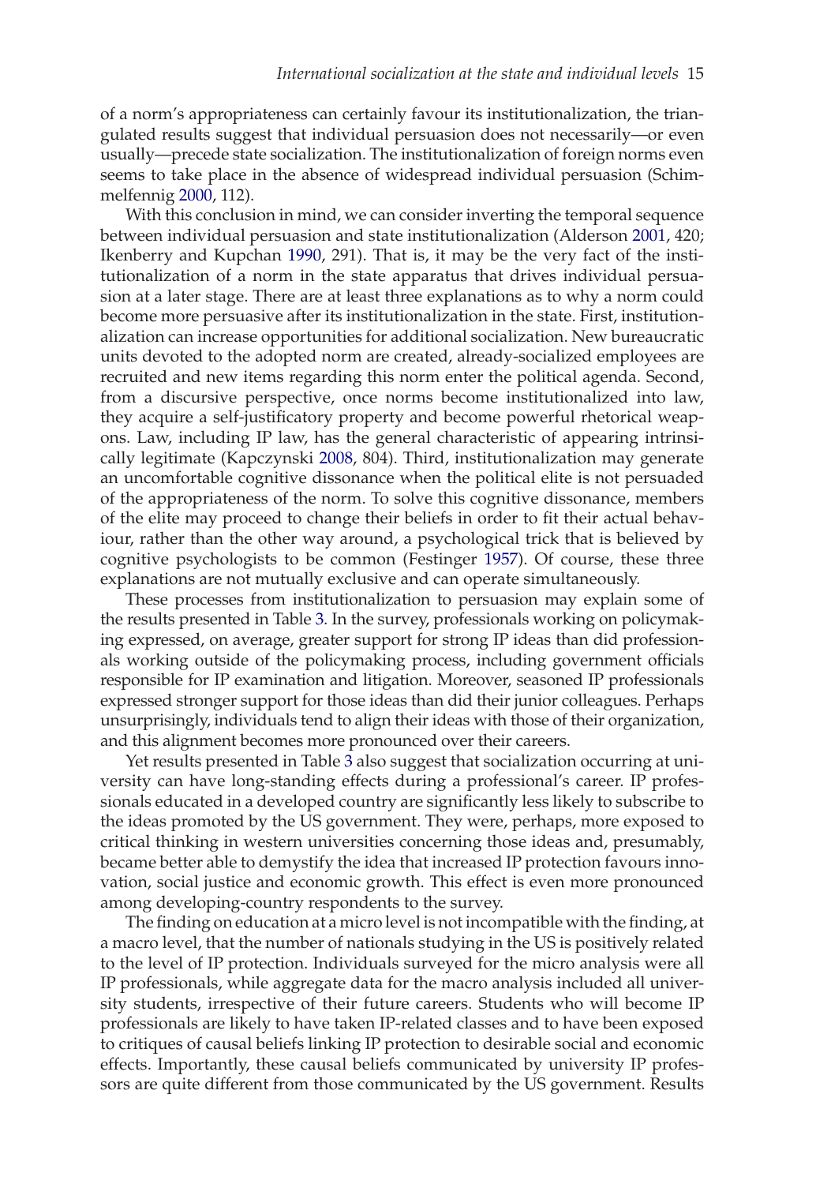of a norm's appropriateness can certainly favour its institutionalization, the triangulated results suggest that individual persuasion does not necessarily—or even usually—precede state socialization. The institutionalization of foreign norms even seems to take place in the absence of widespread individual persuasion (Schimmelfennig 2000, 112).

With this conclusion in mind, we can consider inverting the temporal sequence between individual persuasion and state institutionalization (Alderson 2001, 420; Ikenberry and Kupchan 1990, 291). That is, it may be the very fact of the institutionalization of a norm in the state apparatus that drives individual persuasion at a later stage. There are at least three explanations as to why a norm could become more persuasive after its institutionalization in the state. First, institutionalization can increase opportunities for additional socialization. New bureaucratic units devoted to the adopted norm are created, already-socialized employees are recruited and new items regarding this norm enter the political agenda. Second, from a discursive perspective, once norms become institutionalized into law, they acquire a self-justificatory property and become powerful rhetorical weapons. Law, including IP law, has the general characteristic of appearing intrinsically legitimate (Kapczynski 2008, 804). Third, institutionalization may generate an uncomfortable cognitive dissonance when the political elite is not persuaded of the appropriateness of the norm. To solve this cognitive dissonance, members of the elite may proceed to change their beliefs in order to fit their actual behaviour, rather than the other way around, a psychological trick that is believed by cognitive psychologists to be common (Festinger 1957). Of course, these three explanations are not mutually exclusive and can operate simultaneously.

These processes from institutionalization to persuasion may explain some of the results presented in Table 3. In the survey, professionals working on policymaking expressed, on average, greater support for strong IP ideas than did professionals working outside of the policymaking process, including government officials responsible for IP examination and litigation. Moreover, seasoned IP professionals expressed stronger support for those ideas than did their junior colleagues. Perhaps unsurprisingly, individuals tend to align their ideas with those of their organization, and this alignment becomes more pronounced over their careers.

Yet results presented in Table 3 also suggest that socialization occurring at university can have long-standing effects during a professional's career. IP professionals educated in a developed country are significantly less likely to subscribe to the ideas promoted by the US government. They were, perhaps, more exposed to critical thinking in western universities concerning those ideas and, presumably, became better able to demystify the idea that increased IP protection favours innovation, social justice and economic growth. This effect is even more pronounced among developing-country respondents to the survey.

The finding on education at a micro level is not incompatible with the finding, at a macro level, that the number of nationals studying in the US is positively related to the level of IP protection. Individuals surveyed for the micro analysis were all IP professionals, while aggregate data for the macro analysis included all university students, irrespective of their future careers. Students who will become IP professionals are likely to have taken IP-related classes and to have been exposed to critiques of causal beliefs linking IP protection to desirable social and economic effects. Importantly, these causal beliefs communicated by university IP professors are quite different from those communicated by the US government. Results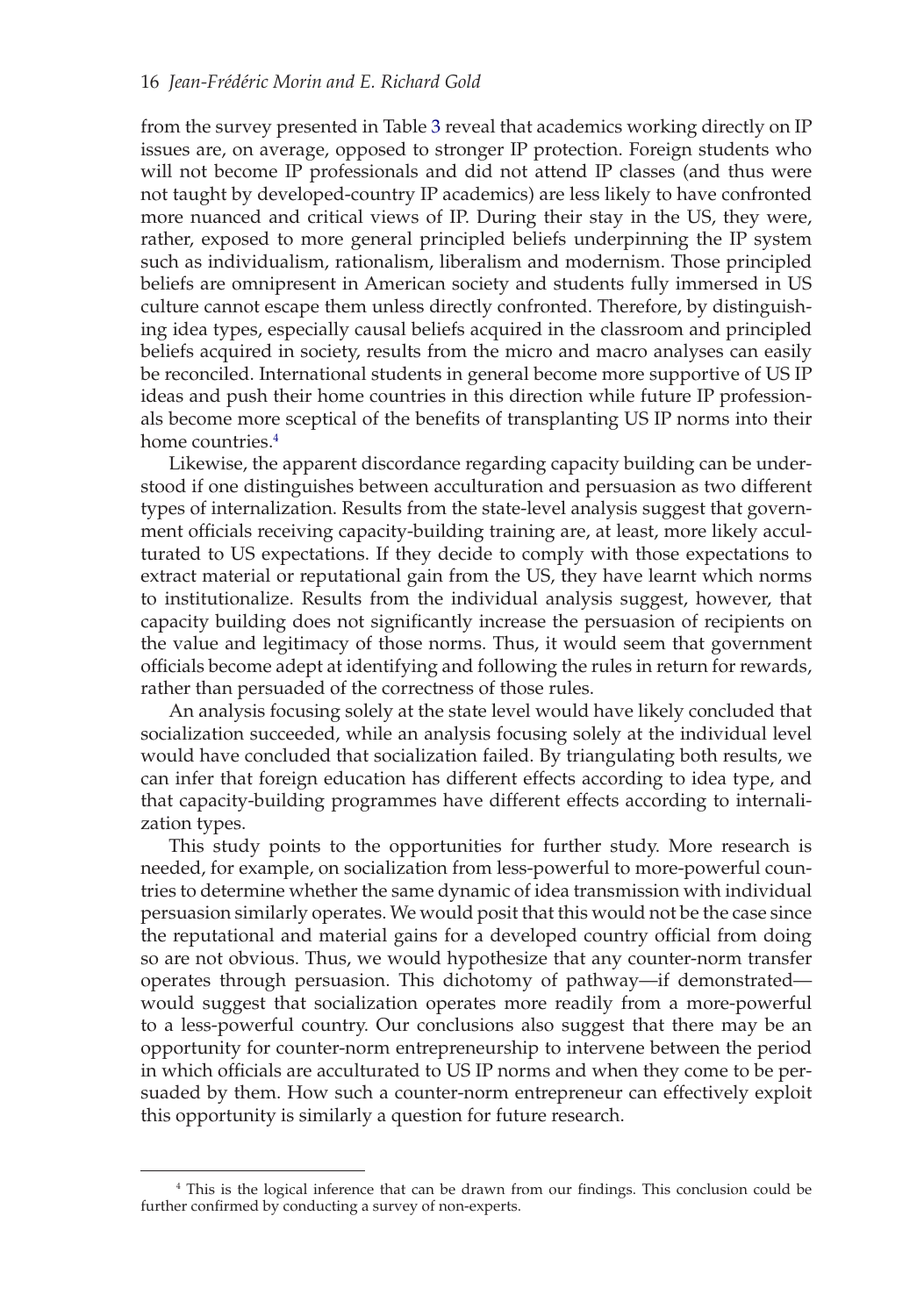from the survey presented in Table 3 reveal that academics working directly on IP issues are, on average, opposed to stronger IP protection. Foreign students who will not become IP professionals and did not attend IP classes (and thus were not taught by developed-country IP academics) are less likely to have confronted more nuanced and critical views of IP. During their stay in the US, they were, rather, exposed to more general principled beliefs underpinning the IP system such as individualism, rationalism, liberalism and modernism. Those principled beliefs are omnipresent in American society and students fully immersed in US culture cannot escape them unless directly confronted. Therefore, by distinguishing idea types, especially causal beliefs acquired in the classroom and principled beliefs acquired in society, results from the micro and macro analyses can easily be reconciled. International students in general become more supportive of US IP ideas and push their home countries in this direction while future IP professionals become more sceptical of the benefits of transplanting US IP norms into their home countries.[4]

Likewise, the apparent discordance regarding capacity building can be understood if one distinguishes between acculturation and persuasion as two different types of internalization. Results from the state-level analysis suggest that government officials receiving capacity-building training are, at least, more likely acculturated to US expectations. If they decide to comply with those expectations to extract material or reputational gain from the US, they have learnt which norms to institutionalize. Results from the individual analysis suggest, however, that capacity building does not significantly increase the persuasion of recipients on the value and legitimacy of those norms. Thus, it would seem that government officials become adept at identifying and following the rules in return for rewards, rather than persuaded of the correctness of those rules.

An analysis focusing solely at the state level would have likely concluded that socialization succeeded, while an analysis focusing solely at the individual level would have concluded that socialization failed. By triangulating both results, we can infer that foreign education has different effects according to idea type, and that capacity-building programmes have different effects according to internalization types.

This study points to the opportunities for further study. More research is needed, for example, on socialization from less-powerful to more-powerful countries to determine whether the same dynamic of idea transmission with individual persuasion similarly operates. We would posit that this would not be the case since the reputational and material gains for a developed country official from doing so are not obvious. Thus, we would hypothesize that any counter-norm transfer operates through persuasion. This dichotomy of pathway—if demonstrated—would suggest that socialization operates more readily from a more-powerful to a less-powerful country. Our conclusions also suggest that there may be an opportunity for counter-norm entrepreneurship to intervene between the period in which officials are acculturated to US IP norms and when they come to be persuaded by them. How such a counter-norm entrepreneur can effectively exploit this opportunity is similarly a question for future research.

[4] This is the logical inference that can be drawn from our findings. This conclusion could be further confirmed by conducting a survey of non-experts.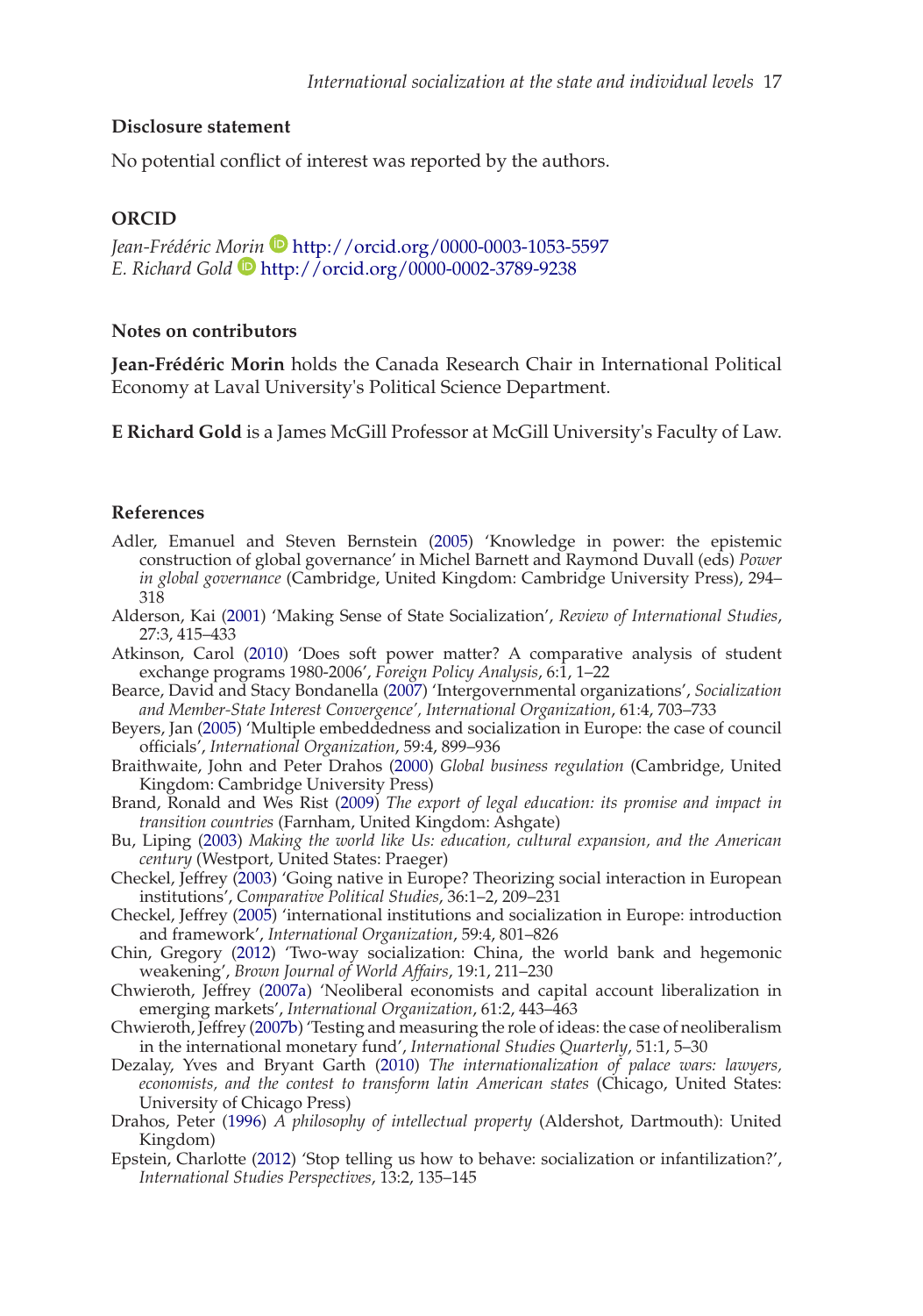## Disclosure statement

No potential conflict of interest was reported by the authors.

## ORCID

*Jean-Frédéric Morin* http://orcid.org/0000-0003-1053-5597
*E. Richard Gold* http://orcid.org/0000-0002-3789-9238

## Notes on contributors

**Jean-Frédéric Morin** holds the Canada Research Chair in International Political Economy at Laval University's Political Science Department.

**E Richard Gold** is a James McGill Professor at McGill University's Faculty of Law.

## References

Adler, Emanuel and Steven Bernstein (2005) 'Knowledge in power: the epistemic construction of global governance' in Michel Barnett and Raymond Duvall (eds) *Power in global governance* (Cambridge, United Kingdom: Cambridge University Press), 294–318

Alderson, Kai (2001) 'Making Sense of State Socialization', *Review of International Studies*, 27:3, 415–433

Atkinson, Carol (2010) 'Does soft power matter? A comparative analysis of student exchange programs 1980-2006', *Foreign Policy Analysis*, 6:1, 1–22

Bearce, David and Stacy Bondanella (2007) 'Intergovernmental organizations', *Socialization and Member-State Interest Convergence', International Organization*, 61:4, 703–733

Beyers, Jan (2005) 'Multiple embeddedness and socialization in Europe: the case of council officials', *International Organization*, 59:4, 899–936

Braithwaite, John and Peter Drahos (2000) *Global business regulation* (Cambridge, United Kingdom: Cambridge University Press)

Brand, Ronald and Wes Rist (2009) *The export of legal education: its promise and impact in transition countries* (Farnham, United Kingdom: Ashgate)

Bu, Liping (2003) *Making the world like Us: education, cultural expansion, and the American century* (Westport, United States: Praeger)

Checkel, Jeffrey (2003) 'Going native in Europe? Theorizing social interaction in European institutions', *Comparative Political Studies*, 36:1–2, 209–231

Checkel, Jeffrey (2005) 'international institutions and socialization in Europe: introduction and framework', *International Organization*, 59:4, 801–826

Chin, Gregory (2012) 'Two-way socialization: China, the world bank and hegemonic weakening', *Brown Journal of World Affairs*, 19:1, 211–230

Chwieroth, Jeffrey (2007a) 'Neoliberal economists and capital account liberalization in emerging markets', *International Organization*, 61:2, 443–463

Chwieroth, Jeffrey (2007b) 'Testing and measuring the role of ideas: the case of neoliberalism in the international monetary fund', *International Studies Quarterly*, 51:1, 5–30

Dezalay, Yves and Bryant Garth (2010) *The internationalization of palace wars: lawyers, economists, and the contest to transform latin American states* (Chicago, United States: University of Chicago Press)

Drahos, Peter (1996) *A philosophy of intellectual property* (Aldershot, Dartmouth): United Kingdom)

Epstein, Charlotte (2012) 'Stop telling us how to behave: socialization or infantilization?', *International Studies Perspectives*, 13:2, 135–145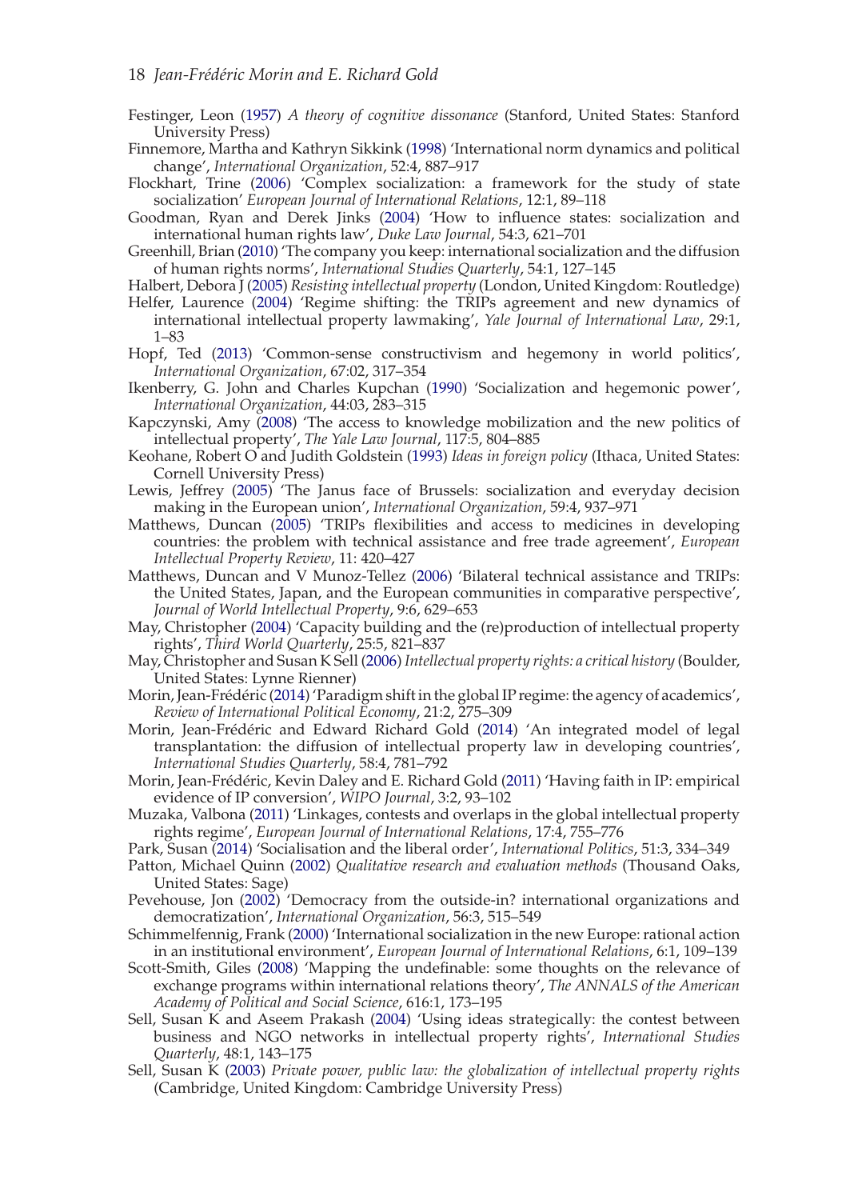Festinger, Leon (1957) *A theory of cognitive dissonance* (Stanford, United States: Stanford University Press)

Finnemore, Martha and Kathryn Sikkink (1998) 'International norm dynamics and political change', *International Organization*, 52:4, 887–917

Flockhart, Trine (2006) 'Complex socialization: a framework for the study of state socialization' *European Journal of International Relations*, 12:1, 89–118

Goodman, Ryan and Derek Jinks (2004) 'How to influence states: socialization and international human rights law', *Duke Law Journal*, 54:3, 621–701

Greenhill, Brian (2010) 'The company you keep: international socialization and the diffusion of human rights norms', *International Studies Quarterly*, 54:1, 127–145

Halbert, Debora J (2005) *Resisting intellectual property* (London, United Kingdom: Routledge)

Helfer, Laurence (2004) 'Regime shifting: the TRIPs agreement and new dynamics of international intellectual property lawmaking', *Yale Journal of International Law*, 29:1, 1–83

Hopf, Ted (2013) 'Common-sense constructivism and hegemony in world politics', *International Organization*, 67:02, 317–354

Ikenberry, G. John and Charles Kupchan (1990) 'Socialization and hegemonic power', *International Organization*, 44:03, 283–315

Kapczynski, Amy (2008) 'The access to knowledge mobilization and the new politics of intellectual property', *The Yale Law Journal*, 117:5, 804–885

Keohane, Robert O and Judith Goldstein (1993) *Ideas in foreign policy* (Ithaca, United States: Cornell University Press)

Lewis, Jeffrey (2005) 'The Janus face of Brussels: socialization and everyday decision making in the European union', *International Organization*, 59:4, 937–971

Matthews, Duncan (2005) 'TRIPs flexibilities and access to medicines in developing countries: the problem with technical assistance and free trade agreement', *European Intellectual Property Review*, 11: 420–427

Matthews, Duncan and V Munoz-Tellez (2006) 'Bilateral technical assistance and TRIPs: the United States, Japan, and the European communities in comparative perspective', *Journal of World Intellectual Property*, 9:6, 629–653

May, Christopher (2004) 'Capacity building and the (re)production of intellectual property rights', *Third World Quarterly*, 25:5, 821–837

May, Christopher and Susan K Sell (2006) *Intellectual property rights: a critical history* (Boulder, United States: Lynne Rienner)

Morin, Jean-Frédéric (2014) 'Paradigm shift in the global IP regime: the agency of academics', *Review of International Political Economy*, 21:2, 275–309

Morin, Jean-Frédéric and Edward Richard Gold (2014) 'An integrated model of legal transplantation: the diffusion of intellectual property law in developing countries', *International Studies Quarterly*, 58:4, 781–792

Morin, Jean-Frédéric, Kevin Daley and E. Richard Gold (2011) 'Having faith in IP: empirical evidence of IP conversion', *WIPO Journal*, 3:2, 93–102

Muzaka, Valbona (2011) 'Linkages, contests and overlaps in the global intellectual property rights regime', *European Journal of International Relations*, 17:4, 755–776

Park, Susan (2014) 'Socialisation and the liberal order', *International Politics*, 51:3, 334–349

Patton, Michael Quinn (2002) *Qualitative research and evaluation methods* (Thousand Oaks, United States: Sage)

Pevehouse, Jon (2002) 'Democracy from the outside-in? international organizations and democratization', *International Organization*, 56:3, 515–549

Schimmelfennig, Frank (2000) 'International socialization in the new Europe: rational action in an institutional environment', *European Journal of International Relations*, 6:1, 109–139

Scott-Smith, Giles (2008) 'Mapping the undefinable: some thoughts on the relevance of exchange programs within international relations theory', *The ANNALS of the American Academy of Political and Social Science*, 616:1, 173–195

Sell, Susan K and Aseem Prakash (2004) 'Using ideas strategically: the contest between business and NGO networks in intellectual property rights', *International Studies Quarterly*, 48:1, 143–175

Sell, Susan K (2003) *Private power, public law: the globalization of intellectual property rights* (Cambridge, United Kingdom: Cambridge University Press)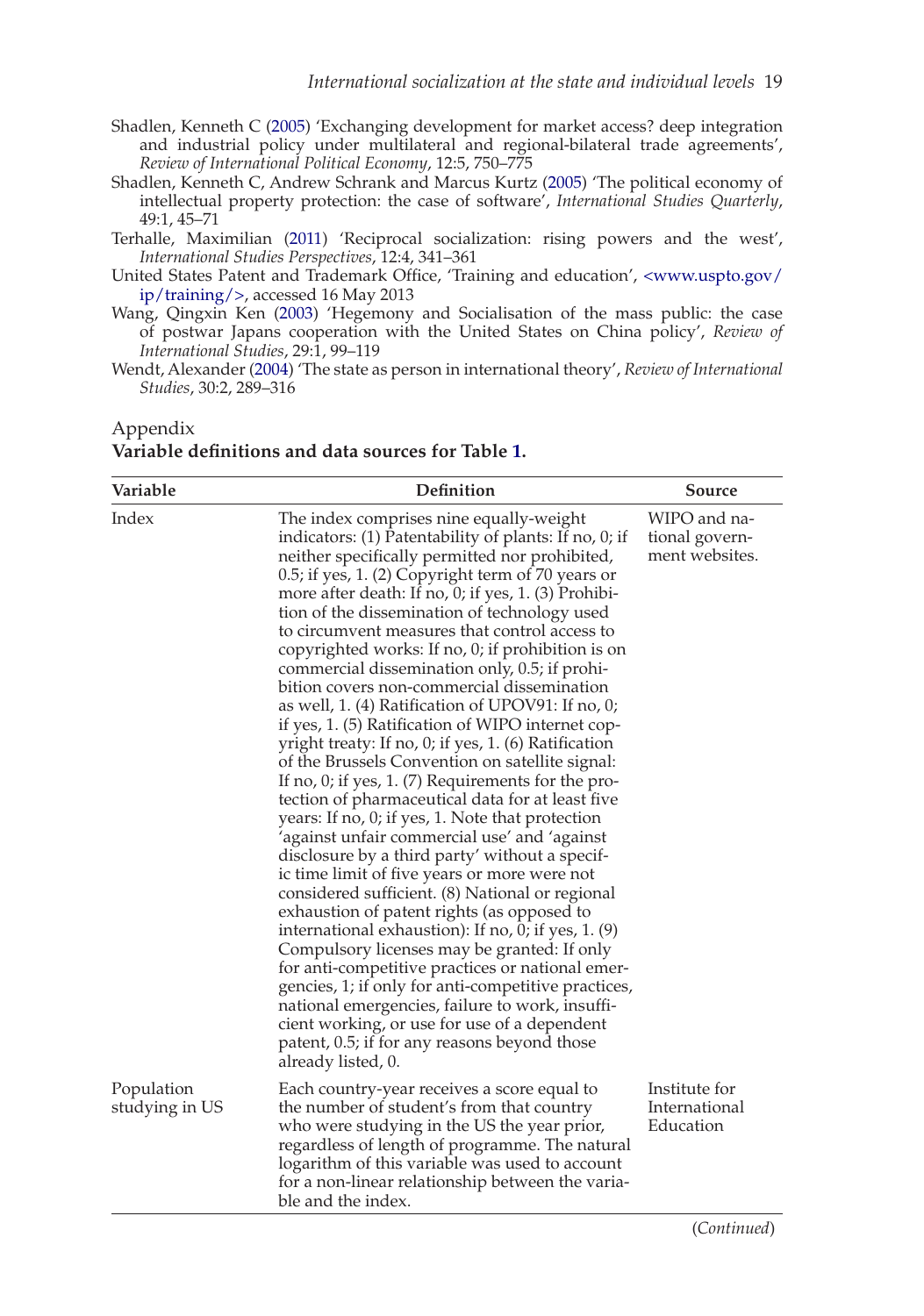Shadlen, Kenneth C (2005) 'Exchanging development for market access? deep integration and industrial policy under multilateral and regional-bilateral trade agreements', *Review of International Political Economy*, 12:5, 750–775

Shadlen, Kenneth C, Andrew Schrank and Marcus Kurtz (2005) 'The political economy of intellectual property protection: the case of software', *International Studies Quarterly*, 49:1, 45–71

Terhalle, Maximilian (2011) 'Reciprocal socialization: rising powers and the west', *International Studies Perspectives*, 12:4, 341–361

United States Patent and Trademark Office, 'Training and education', <www.uspto.gov/ip/training/>, accessed 16 May 2013

Wang, Qingxin Ken (2003) 'Hegemony and Socialisation of the mass public: the case of postwar Japans cooperation with the United States on China policy', *Review of International Studies*, 29:1, 99–119

Wendt, Alexander (2004) 'The state as person in international theory', *Review of International Studies*, 30:2, 289–316

## Appendix

**Variable definitions and data sources for Table 1.**

| Variable | Definition | Source |
|---|---|---|
| Index | The index comprises nine equally-weight indicators: (1) Patentability of plants: If no, 0; if neither specifically permitted nor prohibited, 0.5; if yes, 1. (2) Copyright term of 70 years or more after death: If no, 0; if yes, 1. (3) Prohibition of the dissemination of technology used to circumvent measures that control access to copyrighted works: If no, 0; if prohibition is on commercial dissemination only, 0.5; if prohibition covers non-commercial dissemination as well, 1. (4) Ratification of UPOV91: If no, 0; if yes, 1. (5) Ratification of WIPO internet copyright treaty: If no, 0; if yes, 1. (6) Ratification of the Brussels Convention on satellite signal: If no, 0; if yes, 1. (7) Requirements for the protection of pharmaceutical data for at least five years: If no, 0; if yes, 1. Note that protection 'against unfair commercial use' and 'against disclosure by a third party' without a specific time limit of five years or more were not considered sufficient. (8) National or regional exhaustion of patent rights (as opposed to international exhaustion): If no, 0; if yes, 1. (9) Compulsory licenses may be granted: If only for anti-competitive practices or national emergencies, 1; if only for anti-competitive practices, national emergencies, failure to work, insufficient working, or use for use of a dependent patent, 0.5; if for any reasons beyond those already listed, 0. | WIPO and national government websites. |
| Population studying in US | Each country-year receives a score equal to the number of student's from that country who were studying in the US the year prior, regardless of length of programme. The natural logarithm of this variable was used to account for a non-linear relationship between the variable and the index. | Institute for International Education |

(*Continued*)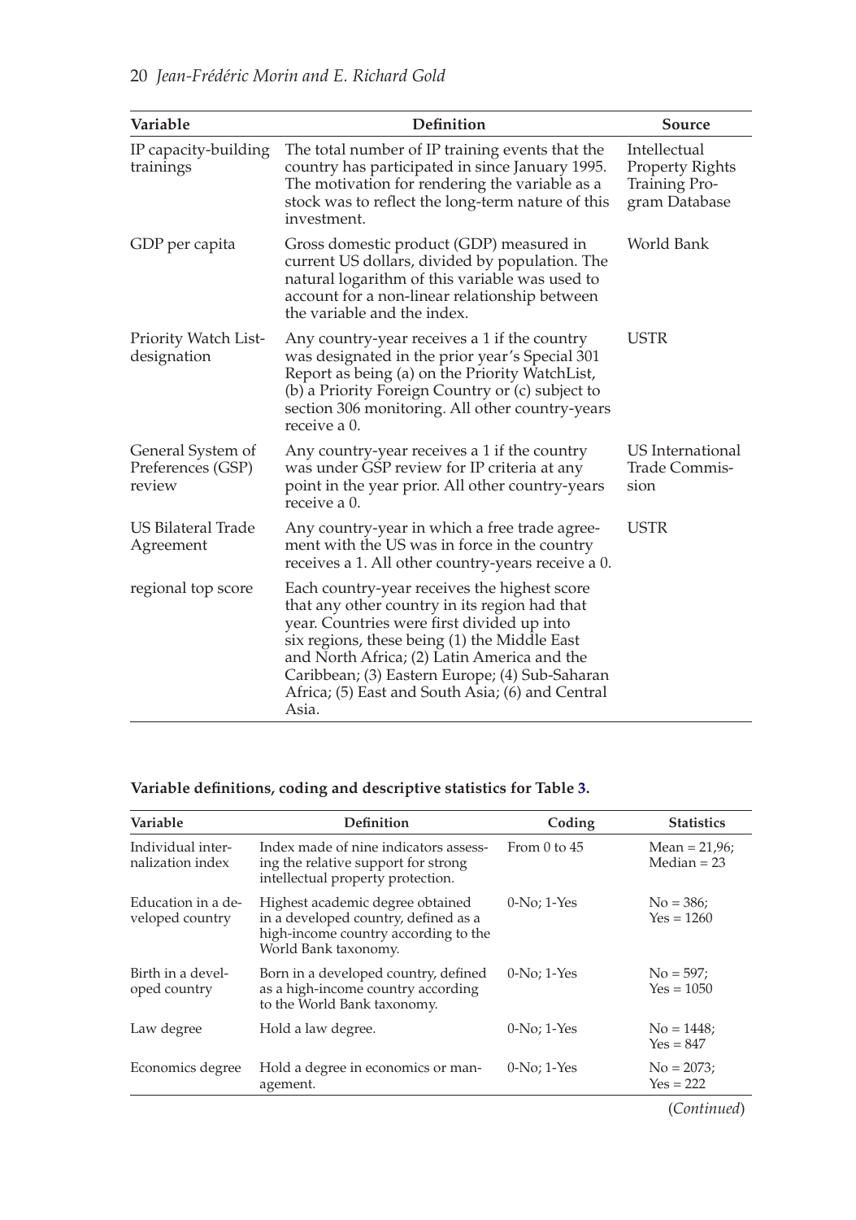| Variable | Definition | Source |
|---|---|---|
| IP capacity-building trainings | The total number of IP training events that the country has participated in since January 1995. The motivation for rendering the variable as a stock was to reflect the long-term nature of this investment. | Intellectual Property Rights Training Program Database |
| GDP per capita | Gross domestic product (GDP) measured in current US dollars, divided by population. The natural logarithm of this variable was used to account for a non-linear relationship between the variable and the index. | World Bank |
| Priority Watch List-designation | Any country-year receives a 1 if the country was designated in the prior year's Special 301 Report as being (a) on the Priority WatchList, (b) a Priority Foreign Country or (c) subject to section 306 monitoring. All other country-years receive a 0. | USTR |
| General System of Preferences (GSP) review | Any country-year receives a 1 if the country was under GSP review for IP criteria at any point in the year prior. All other country-years receive a 0. | US International Trade Commission |
| US Bilateral Trade Agreement | Any country-year in which a free trade agreement with the US was in force in the country receives a 1. All other country-years receive a 0. | USTR |
| regional top score | Each country-year receives the highest score that any other country in its region had that year. Countries were first divided up into six regions, these being (1) the Middle East and North Africa; (2) Latin America and the Caribbean; (3) Eastern Europe; (4) Sub-Saharan Africa; (5) East and South Asia; (6) and Central Asia. | |

**Variable definitions, coding and descriptive statistics for Table 3.**

| Variable | Definition | Coding | Statistics |
|---|---|---|---|
| Individual internalization index | Index made of nine indicators assessing the relative support for strong intellectual property protection. | From 0 to 45 | Mean = 21,96; Median = 23 |
| Education in a developed country | Highest academic degree obtained in a developed country, defined as a high-income country according to the World Bank taxonomy. | 0-No; 1-Yes | No = 386; Yes = 1260 |
| Birth in a developed country | Born in a developed country, defined as a high-income country according to the World Bank taxonomy. | 0-No; 1-Yes | No = 597; Yes = 1050 |
| Law degree | Hold a law degree. | 0-No; 1-Yes | No = 1448; Yes = 847 |
| Economics degree | Hold a degree in economics or management. | 0-No; 1-Yes | No = 2073; Yes = 222 |

(*Continued*)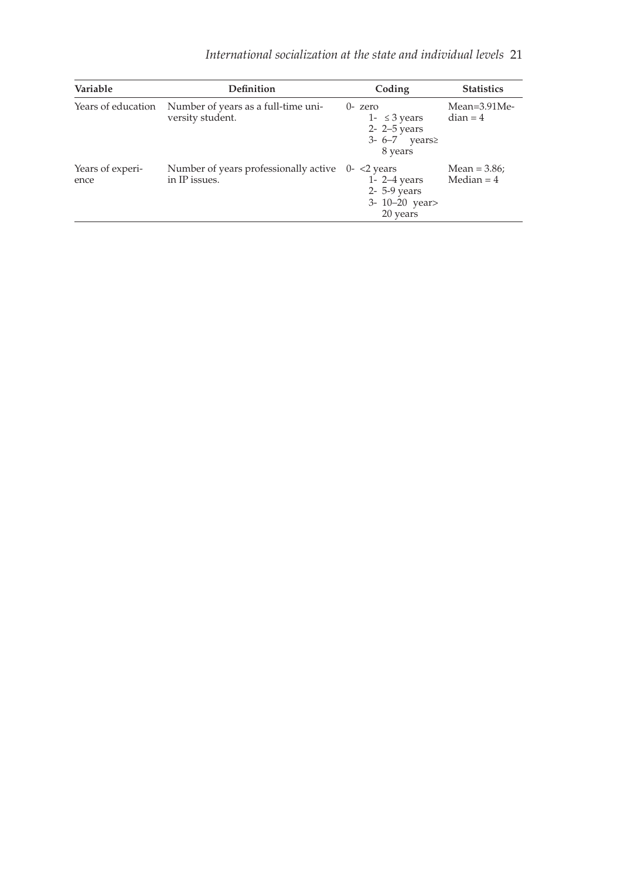| Variable | Definition | Coding | Statistics |
|---|---|---|---|
| Years of education | Number of years as a full-time university student. | 0- zero<br>1- ≤ 3 years<br>2- 2–5 years<br>3- 6–7 years≥ 8 years | Mean=3.91Median = 4 |
| Years of experience | Number of years professionally active in IP issues. | 0- <2 years<br>1- 2–4 years<br>2- 5-9 years<br>3- 10–20 year> 20 years | Mean = 3.86; Median = 4 |